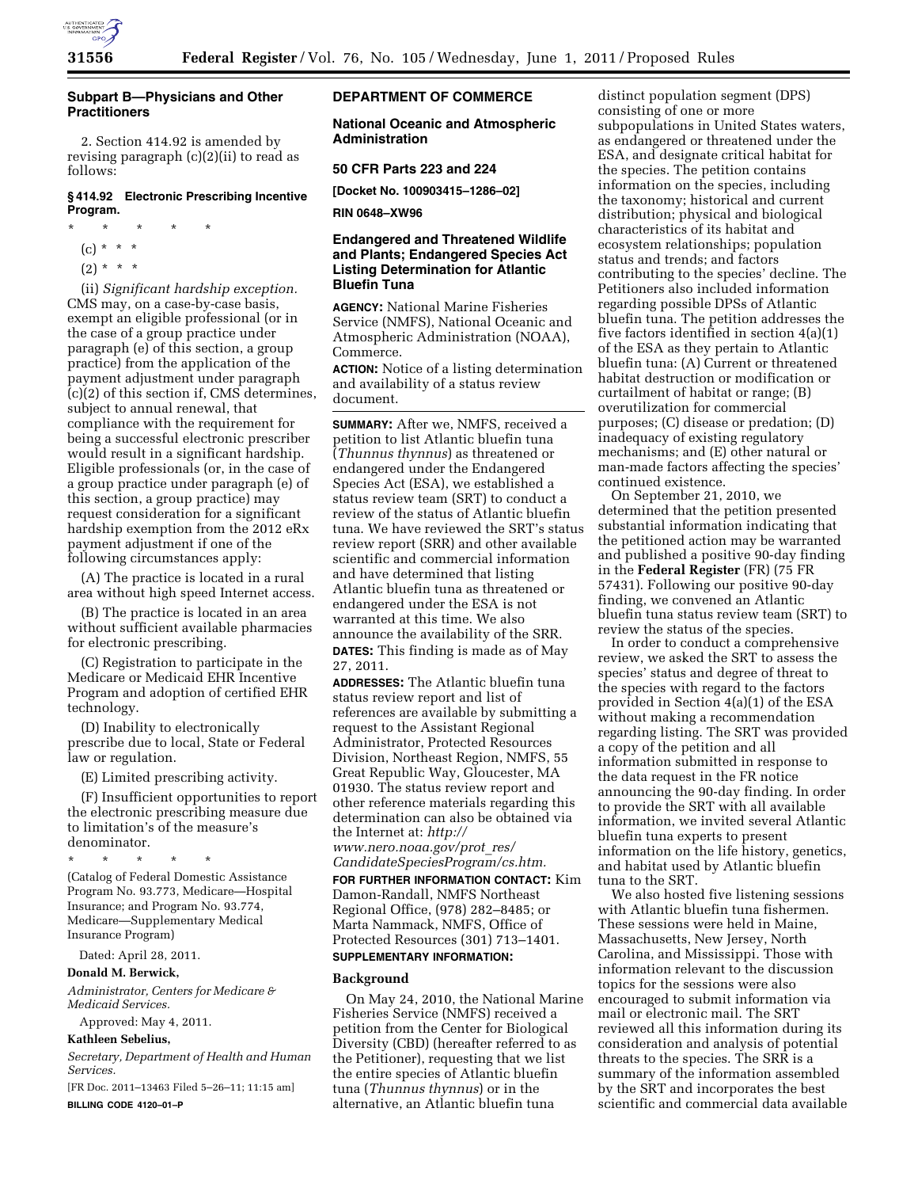## Subpart B—Physicians and Other Practitioners

2. Section 414.92 is amended by revising paragraph (c)(2)(ii) to read as follows:

### § 414.92 Electronic Prescribing Incentive Program.

\* \* \* \* \*

(c) \* \* \*

(2) \* \* \*

(ii) *Significant hardship exception.* CMS may, on a case-by-case basis, exempt an eligible professional (or in the case of a group practice under paragraph (e) of this section, a group practice) from the application of the payment adjustment under paragraph (c)(2) of this section if, CMS determines, subject to annual renewal, that compliance with the requirement for being a successful electronic prescriber would result in a significant hardship. Eligible professionals (or, in the case of a group practice under paragraph (e) of this section, a group practice) may request consideration for a significant hardship exemption from the 2012 eRx payment adjustment if one of the following circumstances apply:

(A) The practice is located in a rural area without high speed Internet access.

(B) The practice is located in an area without sufficient available pharmacies for electronic prescribing.

(C) Registration to participate in the Medicare or Medicaid EHR Incentive Program and adoption of certified EHR technology.

(D) Inability to electronically prescribe due to local, State or Federal law or regulation.

(E) Limited prescribing activity.

(F) Insufficient opportunities to report the electronic prescribing measure due to limitation's of the measure's denominator.

\* \* \* \* \*

(Catalog of Federal Domestic Assistance Program No. 93.773, Medicare—Hospital Insurance; and Program No. 93.774, Medicare—Supplementary Medical Insurance Program)

Dated: April 28, 2011.

**Donald M. Berwick,**

*Administrator, Centers for Medicare & Medicaid Services.*

Approved: May 4, 2011.

**Kathleen Sebelius,**

*Secretary, Department of Health and Human Services.*

[FR Doc. 2011–13463 Filed 5–26–11; 11:15 am]

**BILLING CODE 4120–01–P**

## DEPARTMENT OF COMMERCE

### National Oceanic and Atmospheric Administration

### 50 CFR Parts 223 and 224

**[Docket No. 100903415–1286–02]**

**RIN 0648–XW96**

### Endangered and Threatened Wildlife and Plants; Endangered Species Act Listing Determination for Atlantic Bluefin Tuna

**AGENCY:** National Marine Fisheries Service (NMFS), National Oceanic and Atmospheric Administration (NOAA), Commerce.

**ACTION:** Notice of a listing determination and availability of a status review document.

**SUMMARY:** After we, NMFS, received a petition to list Atlantic bluefin tuna (*Thunnus thynnus*) as threatened or endangered under the Endangered Species Act (ESA), we established a status review team (SRT) to conduct a review of the status of Atlantic bluefin tuna. We have reviewed the SRT's status review report (SRR) and other available scientific and commercial information and have determined that listing Atlantic bluefin tuna as threatened or endangered under the ESA is not warranted at this time. We also announce the availability of the SRR.

**DATES:** This finding is made as of May 27, 2011.

**ADDRESSES:** The Atlantic bluefin tuna status review report and list of references are available by submitting a request to the Assistant Regional Administrator, Protected Resources Division, Northeast Region, NMFS, 55 Great Republic Way, Gloucester, MA 01930. The status review report and other reference materials regarding this determination can also be obtained via the Internet at: *http://www.nero.noaa.gov/prot_res/CandidateSpeciesProgram/cs.htm.*

**FOR FURTHER INFORMATION CONTACT:** Kim Damon-Randall, NMFS Northeast Regional Office, (978) 282–8485; or Marta Nammack, NMFS, Office of Protected Resources (301) 713–1401.

**SUPPLEMENTARY INFORMATION:**

### Background

On May 24, 2010, the National Marine Fisheries Service (NMFS) received a petition from the Center for Biological Diversity (CBD) (hereafter referred to as the Petitioner), requesting that we list the entire species of Atlantic bluefin tuna (*Thunnus thynnus*) or in the alternative, an Atlantic bluefin tuna distinct population segment (DPS) consisting of one or more subpopulations in United States waters, as endangered or threatened under the ESA, and designate critical habitat for the species. The petition contains information on the species, including the taxonomy; historical and current distribution; physical and biological characteristics of its habitat and ecosystem relationships; population status and trends; and factors contributing to the species' decline. The Petitioners also included information regarding possible DPSs of Atlantic bluefin tuna. The petition addresses the five factors identified in section 4(a)(1) of the ESA as they pertain to Atlantic bluefin tuna: (A) Current or threatened habitat destruction or modification or curtailment of habitat or range; (B) overutilization for commercial purposes; (C) disease or predation; (D) inadequacy of existing regulatory mechanisms; and (E) other natural or man-made factors affecting the species' continued existence.

On September 21, 2010, we determined that the petition presented substantial information indicating that the petitioned action may be warranted and published a positive 90-day finding in the **Federal Register** (FR) (75 FR 57431). Following our positive 90-day finding, we convened an Atlantic bluefin tuna status review team (SRT) to review the status of the species.

In order to conduct a comprehensive review, we asked the SRT to assess the species' status and degree of threat to the species with regard to the factors provided in Section 4(a)(1) of the ESA without making a recommendation regarding listing. The SRT was provided a copy of the petition and all information submitted in response to the data request in the FR notice announcing the 90-day finding. In order to provide the SRT with all available information, we invited several Atlantic bluefin tuna experts to present information on the life history, genetics, and habitat used by Atlantic bluefin tuna to the SRT.

We also hosted five listening sessions with Atlantic bluefin tuna fishermen. These sessions were held in Maine, Massachusetts, New Jersey, North Carolina, and Mississippi. Those with information relevant to the discussion topics for the sessions were also encouraged to submit information via mail or electronic mail. The SRT reviewed all this information during its consideration and analysis of potential threats to the species. The SRR is a summary of the information assembled by the SRT and incorporates the best scientific and commercial data available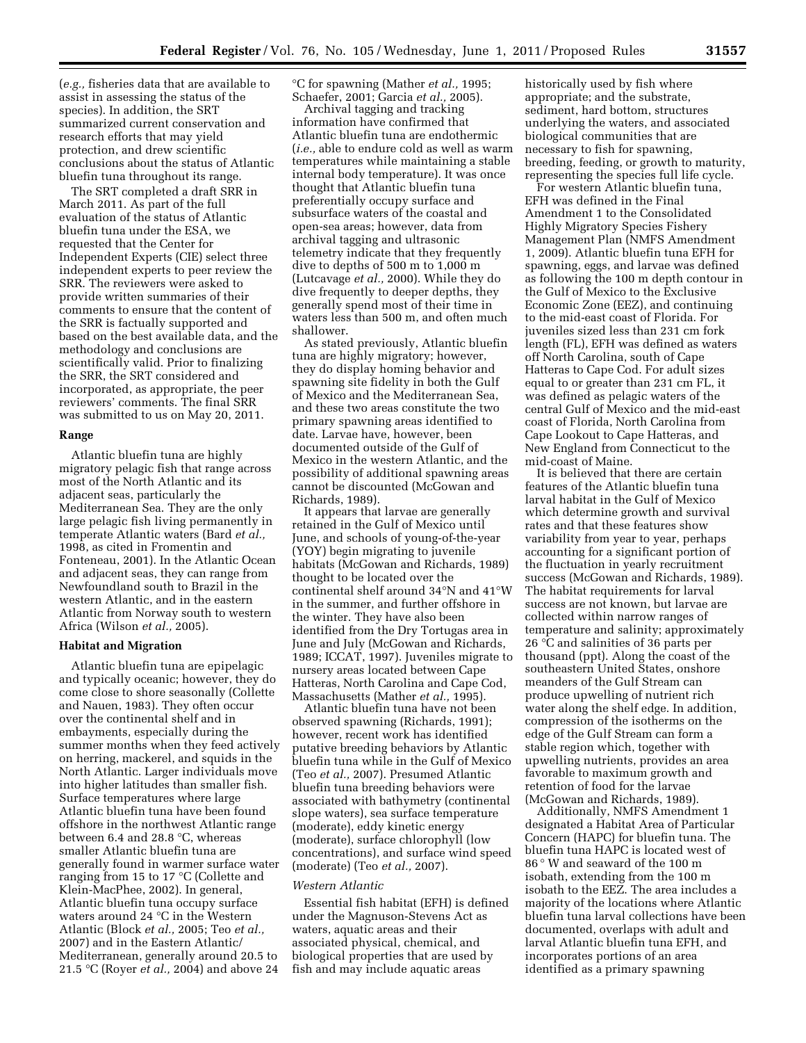(*e.g.,* fisheries data that are available to assist in assessing the status of the species). In addition, the SRT summarized current conservation and research efforts that may yield protection, and drew scientific conclusions about the status of Atlantic bluefin tuna throughout its range.

The SRT completed a draft SRR in March 2011. As part of the full evaluation of the status of Atlantic bluefin tuna under the ESA, we requested that the Center for Independent Experts (CIE) select three independent experts to peer review the SRR. The reviewers were asked to provide written summaries of their comments to ensure that the content of the SRR is factually supported and based on the best available data, and the methodology and conclusions are scientifically valid. Prior to finalizing the SRR, the SRT considered and incorporated, as appropriate, the peer reviewers' comments. The final SRR was submitted to us on May 20, 2011.

**Range**

Atlantic bluefin tuna are highly migratory pelagic fish that range across most of the North Atlantic and its adjacent seas, particularly the Mediterranean Sea. They are the only large pelagic fish living permanently in temperate Atlantic waters (Bard *et al.,* 1998, as cited in Fromentin and Fonteneau, 2001). In the Atlantic Ocean and adjacent seas, they can range from Newfoundland south to Brazil in the western Atlantic, and in the eastern Atlantic from Norway south to western Africa (Wilson *et al.,* 2005).

**Habitat and Migration**

Atlantic bluefin tuna are epipelagic and typically oceanic; however, they do come close to shore seasonally (Collette and Nauen, 1983). They often occur over the continental shelf and in embayments, especially during the summer months when they feed actively on herring, mackerel, and squids in the North Atlantic. Larger individuals move into higher latitudes than smaller fish. Surface temperatures where large Atlantic bluefin tuna have been found offshore in the northwest Atlantic range between 6.4 and 28.8 °C, whereas smaller Atlantic bluefin tuna are generally found in warmer surface water ranging from 15 to 17 °C (Collette and Klein-MacPhee, 2002). In general, Atlantic bluefin tuna occupy surface waters around 24 °C in the Western Atlantic (Block *et al.,* 2005; Teo *et al.,* 2007) and in the Eastern Atlantic/Mediterranean, generally around 20.5 to 21.5 °C (Royer *et al.,* 2004) and above 24 °C for spawning (Mather *et al.,* 1995; Schaefer, 2001; Garcia *et al.,* 2005).

Archival tagging and tracking information have confirmed that Atlantic bluefin tuna are endothermic (*i.e.,* able to endure cold as well as warm temperatures while maintaining a stable internal body temperature). It was once thought that Atlantic bluefin tuna preferentially occupy surface and subsurface waters of the coastal and open-sea areas; however, data from archival tagging and ultrasonic telemetry indicate that they frequently dive to depths of 500 m to 1,000 m (Lutcavage *et al.,* 2000). While they do dive frequently to deeper depths, they generally spend most of their time in waters less than 500 m, and often much shallower.

As stated previously, Atlantic bluefin tuna are highly migratory; however, they do display homing behavior and spawning site fidelity in both the Gulf of Mexico and the Mediterranean Sea, and these two areas constitute the two primary spawning areas identified to date. Larvae have, however, been documented outside of the Gulf of Mexico in the western Atlantic, and the possibility of additional spawning areas cannot be discounted (McGowan and Richards, 1989).

It appears that larvae are generally retained in the Gulf of Mexico until June, and schools of young-of-the-year (YOY) begin migrating to juvenile habitats (McGowan and Richards, 1989) thought to be located over the continental shelf around 34°N and 41°W in the summer, and further offshore in the winter. They have also been identified from the Dry Tortugas area in June and July (McGowan and Richards, 1989; ICCAT, 1997). Juveniles migrate to nursery areas located between Cape Hatteras, North Carolina and Cape Cod, Massachusetts (Mather *et al.,* 1995).

Atlantic bluefin tuna have not been observed spawning (Richards, 1991); however, recent work has identified putative breeding behaviors by Atlantic bluefin tuna while in the Gulf of Mexico (Teo *et al.,* 2007). Presumed Atlantic bluefin tuna breeding behaviors were associated with bathymetry (continental slope waters), sea surface temperature (moderate), eddy kinetic energy (moderate), surface chlorophyll (low concentrations), and surface wind speed (moderate) (Teo *et al.,* 2007).

*Western Atlantic*

Essential fish habitat (EFH) is defined under the Magnuson-Stevens Act as waters, aquatic areas and their associated physical, chemical, and biological properties that are used by fish and may include aquatic areas historically used by fish where appropriate; and the substrate, sediment, hard bottom, structures underlying the waters, and associated biological communities that are necessary to fish for spawning, breeding, feeding, or growth to maturity, representing the species full life cycle.

For western Atlantic bluefin tuna, EFH was defined in the Final Amendment 1 to the Consolidated Highly Migratory Species Fishery Management Plan (NMFS Amendment 1, 2009). Atlantic bluefin tuna EFH for spawning, eggs, and larvae was defined as following the 100 m depth contour in the Gulf of Mexico to the Exclusive Economic Zone (EEZ), and continuing to the mid-east coast of Florida. For juveniles sized less than 231 cm fork length (FL), EFH was defined as waters off North Carolina, south of Cape Hatteras to Cape Cod. For adult sizes equal to or greater than 231 cm FL, it was defined as pelagic waters of the central Gulf of Mexico and the mid-east coast of Florida, North Carolina from Cape Lookout to Cape Hatteras, and New England from Connecticut to the mid-coast of Maine.

It is believed that there are certain features of the Atlantic bluefin tuna larval habitat in the Gulf of Mexico which determine growth and survival rates and that these features show variability from year to year, perhaps accounting for a significant portion of the fluctuation in yearly recruitment success (McGowan and Richards, 1989). The habitat requirements for larval success are not known, but larvae are collected within narrow ranges of temperature and salinity; approximately 26 °C and salinities of 36 parts per thousand (ppt). Along the coast of the southeastern United States, onshore meanders of the Gulf Stream can produce upwelling of nutrient rich water along the shelf edge. In addition, compression of the isotherms on the edge of the Gulf Stream can form a stable region which, together with upwelling nutrients, provides an area favorable to maximum growth and retention of food for the larvae (McGowan and Richards, 1989).

Additionally, NMFS Amendment 1 designated a Habitat Area of Particular Concern (HAPC) for bluefin tuna. The bluefin tuna HAPC is located west of 86° W and seaward of the 100 m isobath, extending from the 100 m isobath to the EEZ. The area includes a majority of the locations where Atlantic bluefin tuna larval collections have been documented, overlaps with adult and larval Atlantic bluefin tuna EFH, and incorporates portions of an area identified as a primary spawning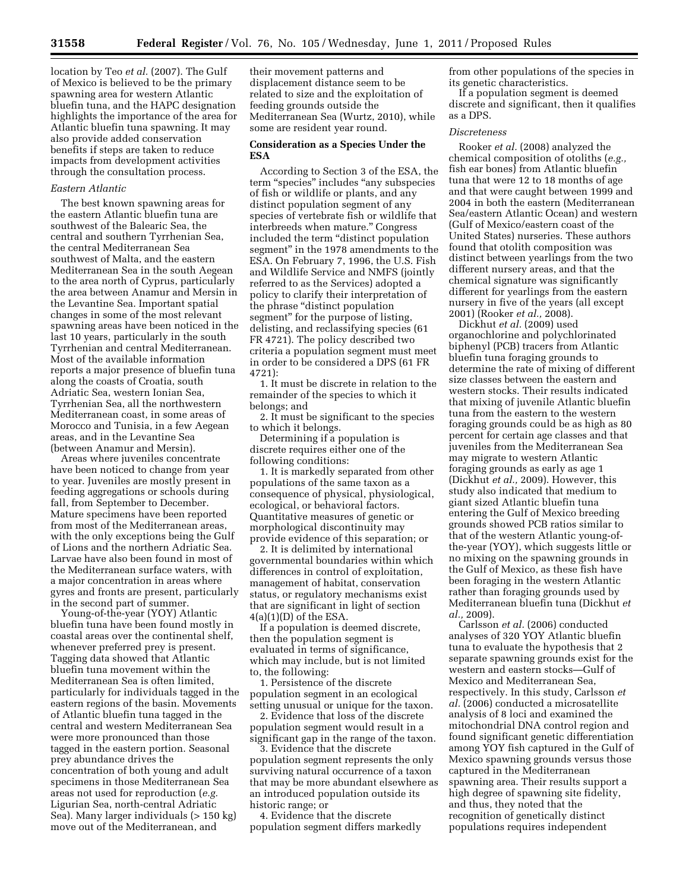location by Teo *et al.* (2007). The Gulf of Mexico is believed to be the primary spawning area for western Atlantic bluefin tuna, and the HAPC designation highlights the importance of the area for Atlantic bluefin tuna spawning. It may also provide added conservation benefits if steps are taken to reduce impacts from development activities through the consultation process.

*Eastern Atlantic*

The best known spawning areas for the eastern Atlantic bluefin tuna are southwest of the Balearic Sea, the central and southern Tyrrhenian Sea, the central Mediterranean Sea southwest of Malta, and the eastern Mediterranean Sea in the south Aegean to the area north of Cyprus, particularly the area between Anamur and Mersin in the Levantine Sea. Important spatial changes in some of the most relevant spawning areas have been noticed in the last 10 years, particularly in the south Tyrrhenian and central Mediterranean. Most of the available information reports a major presence of bluefin tuna along the coasts of Croatia, south Adriatic Sea, western Ionian Sea, Tyrrhenian Sea, all the northwestern Mediterranean coast, in some areas of Morocco and Tunisia, in a few Aegean areas, and in the Levantine Sea (between Anamur and Mersin).

Areas where juveniles concentrate have been noticed to change from year to year. Juveniles are mostly present in feeding aggregations or schools during fall, from September to December. Mature specimens have been reported from most of the Mediterranean areas, with the only exceptions being the Gulf of Lions and the northern Adriatic Sea. Larvae have also been found in most of the Mediterranean surface waters, with a major concentration in areas where gyres and fronts are present, particularly in the second part of summer.

Young-of-the-year (YOY) Atlantic bluefin tuna have been found mostly in coastal areas over the continental shelf, whenever preferred prey is present. Tagging data showed that Atlantic bluefin tuna movement within the Mediterranean Sea is often limited, particularly for individuals tagged in the eastern regions of the basin. Movements of Atlantic bluefin tuna tagged in the central and western Mediterranean Sea were more pronounced than those tagged in the eastern portion. Seasonal prey abundance drives the concentration of both young and adult specimens in those Mediterranean Sea areas not used for reproduction (*e.g.* Ligurian Sea, north-central Adriatic Sea). Many larger individuals (> 150 kg) move out of the Mediterranean, and their movement patterns and displacement distance seem to be related to size and the exploitation of feeding grounds outside the Mediterranean Sea (Wurtz, 2010), while some are resident year round.

**Consideration as a Species Under the ESA**

According to Section 3 of the ESA, the term "species" includes "any subspecies of fish or wildlife or plants, and any distinct population segment of any species of vertebrate fish or wildlife that interbreeds when mature." Congress included the term "distinct population segment" in the 1978 amendments to the ESA. On February 7, 1996, the U.S. Fish and Wildlife Service and NMFS (jointly referred to as the Services) adopted a policy to clarify their interpretation of the phrase "distinct population segment" for the purpose of listing, delisting, and reclassifying species (61 FR 4721). The policy described two criteria a population segment must meet in order to be considered a DPS (61 FR 4721):

1. It must be discrete in relation to the remainder of the species to which it belongs; and
2. It must be significant to the species to which it belongs.

Determining if a population is discrete requires either one of the following conditions:

1. It is markedly separated from other populations of the same taxon as a consequence of physical, physiological, ecological, or behavioral factors. Quantitative measures of genetic or morphological discontinuity may provide evidence of this separation; or
2. It is delimited by international governmental boundaries within which differences in control of exploitation, management of habitat, conservation status, or regulatory mechanisms exist that are significant in light of section 4(a)(1)(D) of the ESA.

If a population is deemed discrete, then the population segment is evaluated in terms of significance, which may include, but is not limited to, the following:

1. Persistence of the discrete population segment in an ecological setting unusual or unique for the taxon.
2. Evidence that loss of the discrete population segment would result in a significant gap in the range of the taxon.
3. Evidence that the discrete population segment represents the only surviving natural occurrence of a taxon that may be more abundant elsewhere as an introduced population outside its historic range; or
4. Evidence that the discrete population segment differs markedly from other populations of the species in its genetic characteristics.

If a population segment is deemed discrete and significant, then it qualifies as a DPS.

*Discreteness*

Rooker *et al.* (2008) analyzed the chemical composition of otoliths (*e.g.,* fish ear bones) from Atlantic bluefin tuna that were 12 to 18 months of age and that were caught between 1999 and 2004 in both the eastern (Mediterranean Sea/eastern Atlantic Ocean) and western (Gulf of Mexico/eastern coast of the United States) nurseries. These authors found that otolith composition was distinct between yearlings from the two different nursery areas, and that the chemical signature was significantly different for yearlings from the eastern nursery in five of the years (all except 2001) (Rooker *et al.,* 2008).

Dickhut *et al.* (2009) used organochlorine and polychlorinated biphenyl (PCB) tracers from Atlantic bluefin tuna foraging grounds to determine the rate of mixing of different size classes between the eastern and western stocks. Their results indicated that mixing of juvenile Atlantic bluefin tuna from the eastern to the western foraging grounds could be as high as 80 percent for certain age classes and that juveniles from the Mediterranean Sea may migrate to western Atlantic foraging grounds as early as age 1 (Dickhut *et al.,* 2009). However, this study also indicated that medium to giant sized Atlantic bluefin tuna entering the Gulf of Mexico breeding grounds showed PCB ratios similar to that of the western Atlantic young-of-the-year (YOY), which suggests little or no mixing on the spawning grounds in the Gulf of Mexico, as these fish have been foraging in the western Atlantic rather than foraging grounds used by Mediterranean bluefin tuna (Dickhut *et al.,* 2009).

Carlsson *et al.* (2006) conducted analyses of 320 YOY Atlantic bluefin tuna to evaluate the hypothesis that 2 separate spawning grounds exist for the western and eastern stocks—Gulf of Mexico and Mediterranean Sea, respectively. In this study, Carlsson *et al.* (2006) conducted a microsatellite analysis of 8 loci and examined the mitochondrial DNA control region and found significant genetic differentiation among YOY fish captured in the Gulf of Mexico spawning grounds versus those captured in the Mediterranean spawning area. Their results support a high degree of spawning site fidelity, and thus, they noted that the recognition of genetically distinct populations requires independent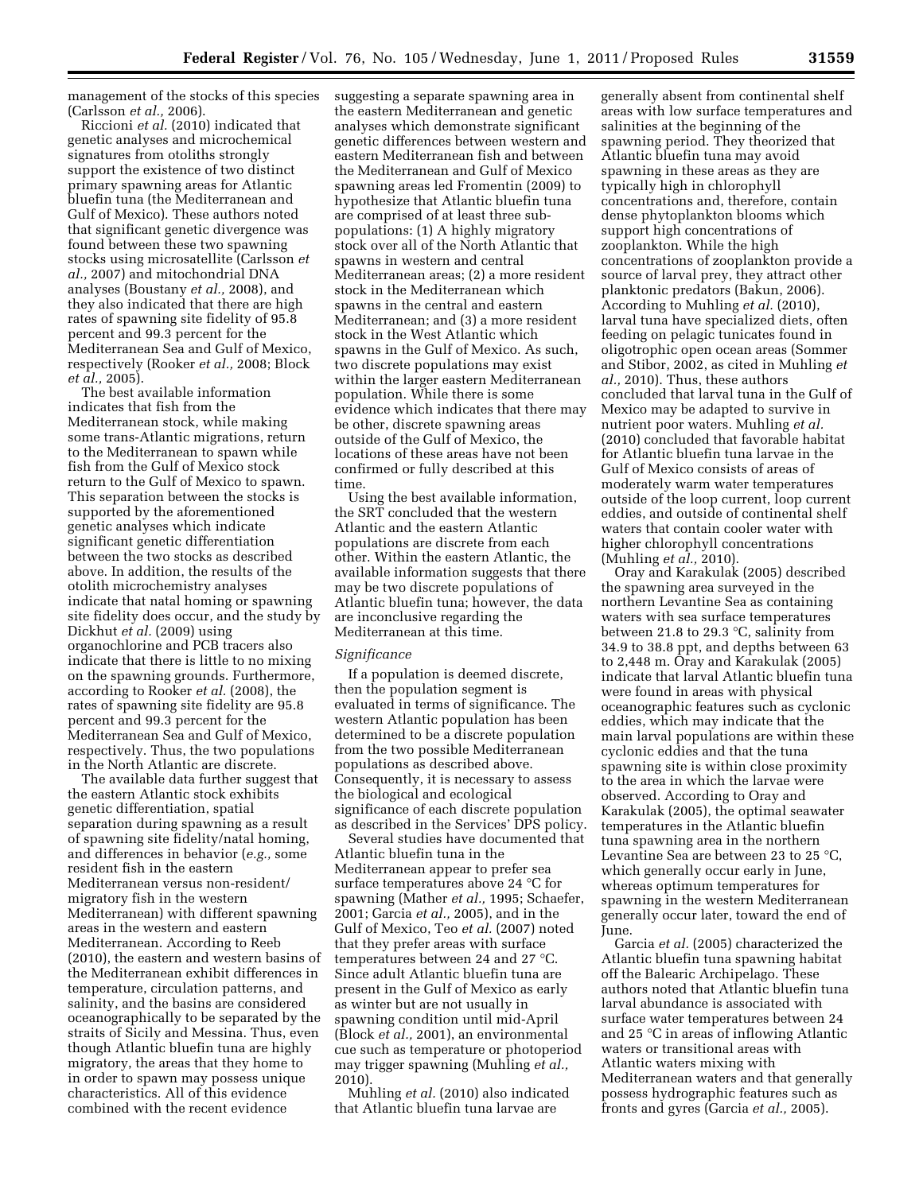management of the stocks of this species (Carlsson *et al.,* 2006).

Riccioni *et al.* (2010) indicated that genetic analyses and microchemical signatures from otoliths strongly support the existence of two distinct primary spawning areas for Atlantic bluefin tuna (the Mediterranean and Gulf of Mexico). These authors noted that significant genetic divergence was found between these two spawning stocks using microsatellite (Carlsson *et al.,* 2007) and mitochondrial DNA analyses (Boustany *et al.,* 2008), and they also indicated that there are high rates of spawning site fidelity of 95.8 percent and 99.3 percent for the Mediterranean Sea and Gulf of Mexico, respectively (Rooker *et al.,* 2008; Block *et al.,* 2005).

The best available information indicates that fish from the Mediterranean stock, while making some trans-Atlantic migrations, return to the Mediterranean to spawn while fish from the Gulf of Mexico stock return to the Gulf of Mexico to spawn. This separation between the stocks is supported by the aforementioned genetic analyses which indicate significant genetic differentiation between the two stocks as described above. In addition, the results of the otolith microchemistry analyses indicate that natal homing or spawning site fidelity does occur, and the study by Dickhut *et al.* (2009) using organochlorine and PCB tracers also indicate that there is little to no mixing on the spawning grounds. Furthermore, according to Rooker *et al.* (2008), the rates of spawning site fidelity are 95.8 percent and 99.3 percent for the Mediterranean Sea and Gulf of Mexico, respectively. Thus, the two populations in the North Atlantic are discrete.

The available data further suggest that the eastern Atlantic stock exhibits genetic differentiation, spatial separation during spawning as a result of spawning site fidelity/natal homing, and differences in behavior (*e.g.,* some resident fish in the eastern Mediterranean versus non-resident/migratory fish in the western Mediterranean) with different spawning areas in the western and eastern Mediterranean. According to Reeb (2010), the eastern and western basins of the Mediterranean exhibit differences in temperature, circulation patterns, and salinity, and the basins are considered oceanographically to be separated by the straits of Sicily and Messina. Thus, even though Atlantic bluefin tuna are highly migratory, the areas that they home to in order to spawn may possess unique characteristics. All of this evidence combined with the recent evidence suggesting a separate spawning area in the eastern Mediterranean and genetic analyses which demonstrate significant genetic differences between western and eastern Mediterranean fish and between the Mediterranean and Gulf of Mexico spawning areas led Fromentin (2009) to hypothesize that Atlantic bluefin tuna are comprised of at least three sub-populations: (1) A highly migratory stock over all of the North Atlantic that spawns in western and central Mediterranean areas; (2) a more resident stock in the Mediterranean which spawns in the central and eastern Mediterranean; and (3) a more resident stock in the West Atlantic which spawns in the Gulf of Mexico. As such, two discrete populations may exist within the larger eastern Mediterranean population. While there is some evidence which indicates that there may be other, discrete spawning areas outside of the Gulf of Mexico, the locations of these areas have not been confirmed or fully described at this time.

Using the best available information, the SRT concluded that the western Atlantic and the eastern Atlantic populations are discrete from each other. Within the eastern Atlantic, the available information suggests that there may be two discrete populations of Atlantic bluefin tuna; however, the data are inconclusive regarding the Mediterranean at this time.

*Significance*

If a population is deemed discrete, then the population segment is evaluated in terms of significance. The western Atlantic population has been determined to be a discrete population from the two possible Mediterranean populations as described above. Consequently, it is necessary to assess the biological and ecological significance of each discrete population as described in the Services' DPS policy.

Several studies have documented that Atlantic bluefin tuna in the Mediterranean appear to prefer sea surface temperatures above 24 °C for spawning (Mather *et al.,* 1995; Schaefer, 2001; Garcia *et al.,* 2005), and in the Gulf of Mexico, Teo *et al.* (2007) noted that they prefer areas with surface temperatures between 24 and 27 °C. Since adult Atlantic bluefin tuna are present in the Gulf of Mexico as early as winter but are not usually in spawning condition until mid-April (Block *et al.,* 2001), an environmental cue such as temperature or photoperiod may trigger spawning (Muhling *et al.,* 2010).

Muhling *et al.* (2010) also indicated that Atlantic bluefin tuna larvae are generally absent from continental shelf areas with low surface temperatures and salinities at the beginning of the spawning period. They theorized that Atlantic bluefin tuna may avoid spawning in these areas as they are typically high in chlorophyll concentrations and, therefore, contain dense phytoplankton blooms which support high concentrations of zooplankton. While the high concentrations of zooplankton provide a source of larval prey, they attract other planktonic predators (Bakun, 2006). According to Muhling *et al.* (2010), larval tuna have specialized diets, often feeding on pelagic tunicates found in oligotrophic open ocean areas (Sommer and Stibor, 2002, as cited in Muhling *et al.,* 2010). Thus, these authors concluded that larval tuna in the Gulf of Mexico may be adapted to survive in nutrient poor waters. Muhling *et al.* (2010) concluded that favorable habitat for Atlantic bluefin tuna larvae in the Gulf of Mexico consists of areas of moderately warm water temperatures outside of the loop current, loop current eddies, and outside of continental shelf waters that contain cooler water with higher chlorophyll concentrations (Muhling *et al.,* 2010).

Oray and Karakulak (2005) described the spawning area surveyed in the northern Levantine Sea as containing waters with sea surface temperatures between 21.8 to 29.3 °C, salinity from 34.9 to 38.8 ppt, and depths between 63 to 2,448 m. Oray and Karakulak (2005) indicate that larval Atlantic bluefin tuna were found in areas with physical oceanographic features such as cyclonic eddies, which may indicate that the main larval populations are within these cyclonic eddies and that the tuna spawning site is within close proximity to the area in which the larvae were observed. According to Oray and Karakulak (2005), the optimal seawater temperatures in the Atlantic bluefin tuna spawning area in the northern Levantine Sea are between 23 to 25 °C, which generally occur early in June, whereas optimum temperatures for spawning in the western Mediterranean generally occur later, toward the end of June.

Garcia *et al.* (2005) characterized the Atlantic bluefin tuna spawning habitat off the Balearic Archipelago. These authors noted that Atlantic bluefin tuna larval abundance is associated with surface water temperatures between 24 and 25 °C in areas of inflowing Atlantic waters or transitional areas with Atlantic waters mixing with Mediterranean waters and that generally possess hydrographic features such as fronts and gyres (Garcia *et al.,* 2005).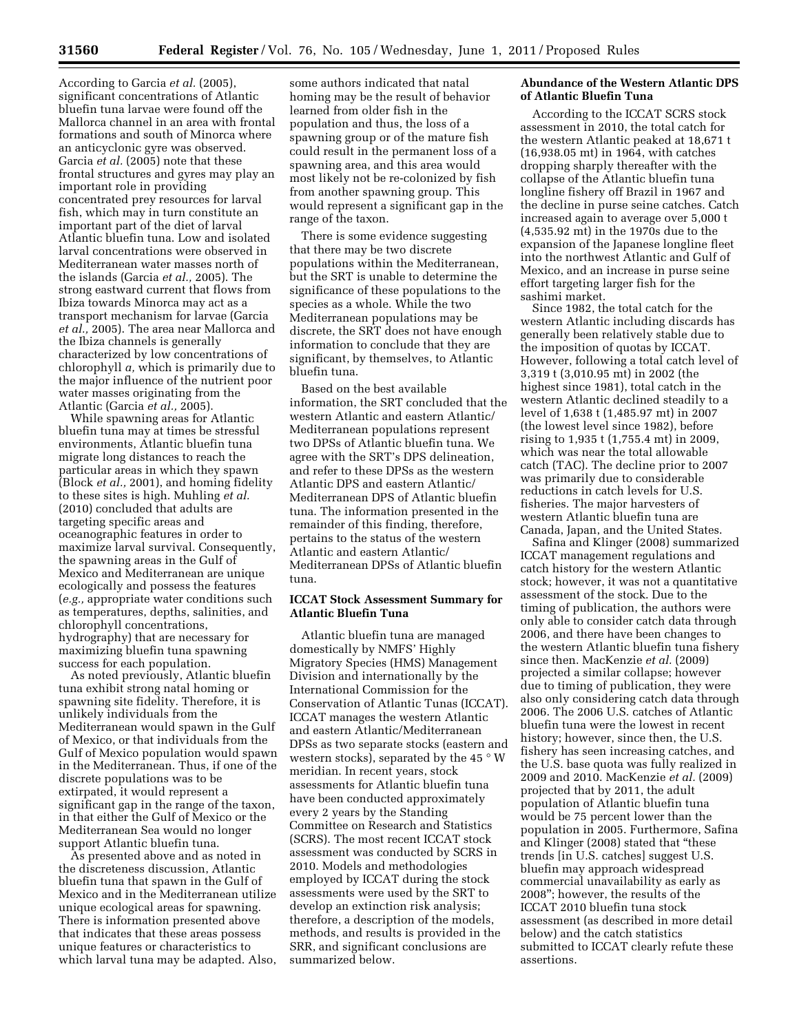According to Garcia *et al.* (2005), significant concentrations of Atlantic bluefin tuna larvae were found off the Mallorca channel in an area with frontal formations and south of Minorca where an anticyclonic gyre was observed. Garcia *et al.* (2005) note that these frontal structures and gyres may play an important role in providing concentrated prey resources for larval fish, which may in turn constitute an important part of the diet of larval Atlantic bluefin tuna. Low and isolated larval concentrations were observed in Mediterranean water masses north of the islands (Garcia *et al.,* 2005). The strong eastward current that flows from Ibiza towards Minorca may act as a transport mechanism for larvae (Garcia *et al.,* 2005). The area near Mallorca and the Ibiza channels is generally characterized by low concentrations of chlorophyll *a,* which is primarily due to the major influence of the nutrient poor water masses originating from the Atlantic (Garcia *et al.,* 2005).

While spawning areas for Atlantic bluefin tuna may at times be stressful environments, Atlantic bluefin tuna migrate long distances to reach the particular areas in which they spawn (Block *et al.,* 2001), and homing fidelity to these sites is high. Muhling *et al.* (2010) concluded that adults are targeting specific areas and oceanographic features in order to maximize larval survival. Consequently, the spawning areas in the Gulf of Mexico and Mediterranean are unique ecologically and possess the features (*e.g.,* appropriate water conditions such as temperatures, depths, salinities, and chlorophyll concentrations, hydrography) that are necessary for maximizing bluefin tuna spawning success for each population.

As noted previously, Atlantic bluefin tuna exhibit strong natal homing or spawning site fidelity. Therefore, it is unlikely individuals from the Mediterranean would spawn in the Gulf of Mexico, or that individuals from the Gulf of Mexico population would spawn in the Mediterranean. Thus, if one of the discrete populations was to be extirpated, it would represent a significant gap in the range of the taxon, in that either the Gulf of Mexico or the Mediterranean Sea would no longer support Atlantic bluefin tuna.

As presented above and as noted in the discreteness discussion, Atlantic bluefin tuna that spawn in the Gulf of Mexico and in the Mediterranean utilize unique ecological areas for spawning. There is information presented above that indicates that these areas possess unique features or characteristics to which larval tuna may be adapted. Also, some authors indicated that natal homing may be the result of behavior learned from older fish in the population and thus, the loss of a spawning group or of the mature fish could result in the permanent loss of a spawning area, and this area would most likely not be re-colonized by fish from another spawning group. This would represent a significant gap in the range of the taxon.

There is some evidence suggesting that there may be two discrete populations within the Mediterranean, but the SRT is unable to determine the significance of these populations to the species as a whole. While the two Mediterranean populations may be discrete, the SRT does not have enough information to conclude that they are significant, by themselves, to Atlantic bluefin tuna.

Based on the best available information, the SRT concluded that the western Atlantic and eastern Atlantic/Mediterranean populations represent two DPSs of Atlantic bluefin tuna. We agree with the SRT's DPS delineation, and refer to these DPSs as the western Atlantic DPS and eastern Atlantic/Mediterranean DPS of Atlantic bluefin tuna. The information presented in the remainder of this finding, therefore, pertains to the status of the western Atlantic and eastern Atlantic/Mediterranean DPSs of Atlantic bluefin tuna.

**ICCAT Stock Assessment Summary for Atlantic Bluefin Tuna**

Atlantic bluefin tuna are managed domestically by NMFS' Highly Migratory Species (HMS) Management Division and internationally by the International Commission for the Conservation of Atlantic Tunas (ICCAT). ICCAT manages the western Atlantic and eastern Atlantic/Mediterranean DPSs as two separate stocks (eastern and western stocks), separated by the 45 ° W meridian. In recent years, stock assessments for Atlantic bluefin tuna have been conducted approximately every 2 years by the Standing Committee on Research and Statistics (SCRS). The most recent ICCAT stock assessment was conducted by SCRS in 2010. Models and methodologies employed by ICCAT during the stock assessments were used by the SRT to develop an extinction risk analysis; therefore, a description of the models, methods, and results is provided in the SRR, and significant conclusions are summarized below.

**Abundance of the Western Atlantic DPS of Atlantic Bluefin Tuna**

According to the ICCAT SCRS stock assessment in 2010, the total catch for the western Atlantic peaked at 18,671 t (16,938.05 mt) in 1964, with catches dropping sharply thereafter with the collapse of the Atlantic bluefin tuna longline fishery off Brazil in 1967 and the decline in purse seine catches. Catch increased again to average over 5,000 t (4,535.92 mt) in the 1970s due to the expansion of the Japanese longline fleet into the northwest Atlantic and Gulf of Mexico, and an increase in purse seine effort targeting larger fish for the sashimi market.

Since 1982, the total catch for the western Atlantic including discards has generally been relatively stable due to the imposition of quotas by ICCAT. However, following a total catch level of 3,319 t (3,010.95 mt) in 2002 (the highest since 1981), total catch in the western Atlantic declined steadily to a level of 1,638 t (1,485.97 mt) in 2007 (the lowest level since 1982), before rising to 1,935 t (1,755.4 mt) in 2009, which was near the total allowable catch (TAC). The decline prior to 2007 was primarily due to considerable reductions in catch levels for U.S. fisheries. The major harvesters of western Atlantic bluefin tuna are Canada, Japan, and the United States.

Safina and Klinger (2008) summarized ICCAT management regulations and catch history for the western Atlantic stock; however, it was not a quantitative assessment of the stock. Due to the timing of publication, the authors were only able to consider catch data through 2006, and there have been changes to the western Atlantic bluefin tuna fishery since then. MacKenzie *et al.* (2009) projected a similar collapse; however due to timing of publication, they were also only considering catch data through 2006. The 2006 U.S. catches of Atlantic bluefin tuna were the lowest in recent history; however, since then, the U.S. fishery has seen increasing catches, and the U.S. base quota was fully realized in 2009 and 2010. MacKenzie *et al.* (2009) projected that by 2011, the adult population of Atlantic bluefin tuna would be 75 percent lower than the population in 2005. Furthermore, Safina and Klinger (2008) stated that "these trends [in U.S. catches] suggest U.S. bluefin may approach widespread commercial unavailability as early as 2008"; however, the results of the ICCAT 2010 bluefin tuna stock assessment (as described in more detail below) and the catch statistics submitted to ICCAT clearly refute these assertions.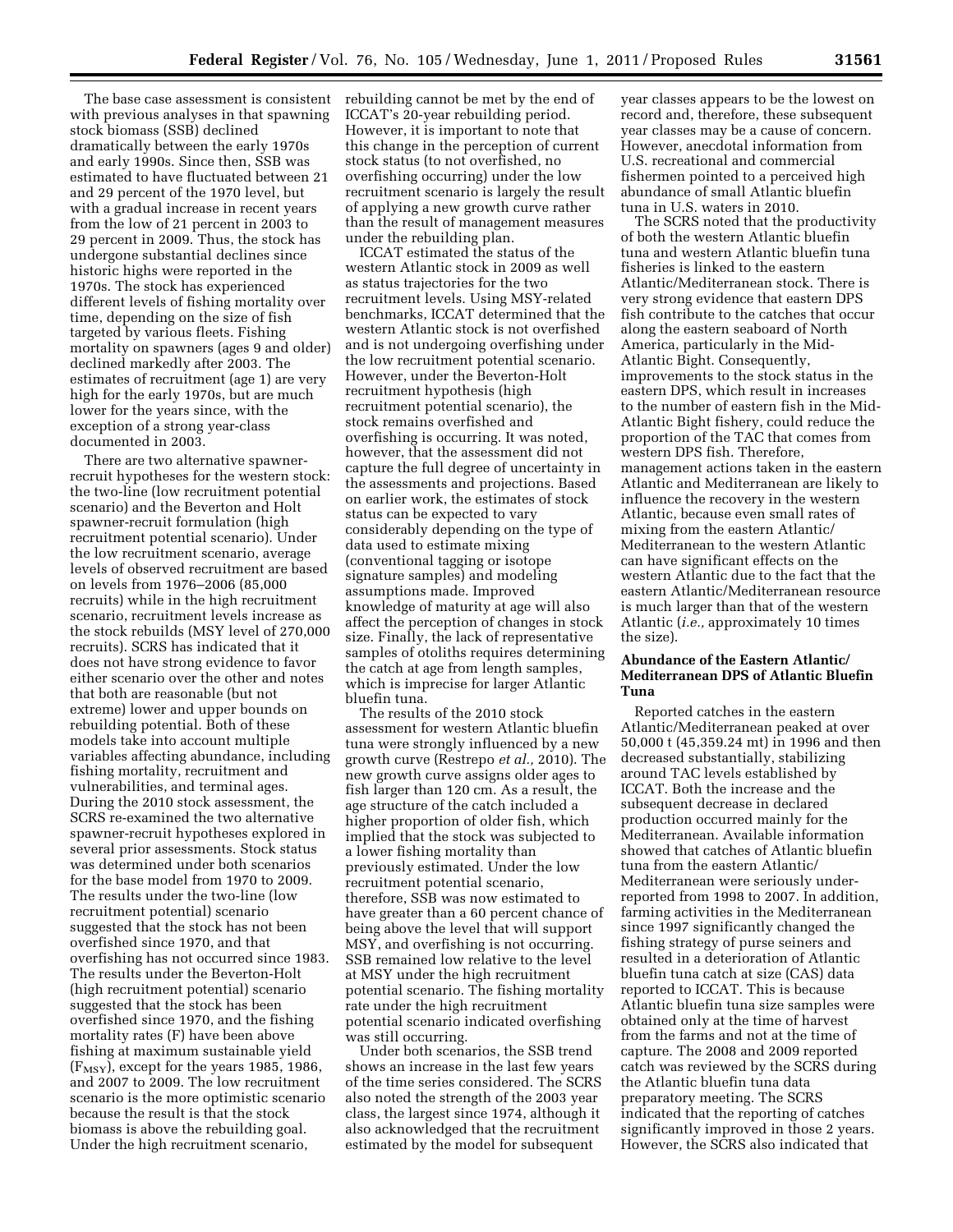The base case assessment is consistent with previous analyses in that spawning stock biomass (SSB) declined dramatically between the early 1970s and early 1990s. Since then, SSB was estimated to have fluctuated between 21 and 29 percent of the 1970 level, but with a gradual increase in recent years from the low of 21 percent in 2003 to 29 percent in 2009. Thus, the stock has undergone substantial declines since historic highs were reported in the 1970s. The stock has experienced different levels of fishing mortality over time, depending on the size of fish targeted by various fleets. Fishing mortality on spawners (ages 9 and older) declined markedly after 2003. The estimates of recruitment (age 1) are very high for the early 1970s, but are much lower for the years since, with the exception of a strong year-class documented in 2003.

There are two alternative spawner-recruit hypotheses for the western stock: the two-line (low recruitment potential scenario) and the Beverton and Holt spawner-recruit formulation (high recruitment potential scenario). Under the low recruitment scenario, average levels of observed recruitment are based on levels from 1976–2006 (85,000 recruits) while in the high recruitment scenario, recruitment levels increase as the stock rebuilds (MSY level of 270,000 recruits). SCRS has indicated that it does not have strong evidence to favor either scenario over the other and notes that both are reasonable (but not extreme) lower and upper bounds on rebuilding potential. Both of these models take into account multiple variables affecting abundance, including fishing mortality, recruitment and vulnerabilities, and terminal ages. During the 2010 stock assessment, the SCRS re-examined the two alternative spawner-recruit hypotheses explored in several prior assessments. Stock status was determined under both scenarios for the base model from 1970 to 2009. The results under the two-line (low recruitment potential) scenario suggested that the stock has not been overfished since 1970, and that overfishing has not occurred since 1983. The results under the Beverton-Holt (high recruitment potential) scenario suggested that the stock has been overfished since 1970, and the fishing mortality rates (F) have been above fishing at maximum sustainable yield ($F_{MSY}$), except for the years 1985, 1986, and 2007 to 2009. The low recruitment scenario is the more optimistic scenario because the result is that the stock biomass is above the rebuilding goal. Under the high recruitment scenario, rebuilding cannot be met by the end of ICCAT's 20-year rebuilding period. However, it is important to note that this change in the perception of current stock status (to not overfished, no overfishing occurring) under the low recruitment scenario is largely the result of applying a new growth curve rather than the result of management measures under the rebuilding plan.

ICCAT estimated the status of the western Atlantic stock in 2009 as well as status trajectories for the two recruitment levels. Using MSY-related benchmarks, ICCAT determined that the western Atlantic stock is not overfished and is not undergoing overfishing under the low recruitment potential scenario. However, under the Beverton-Holt recruitment hypothesis (high recruitment potential scenario), the stock remains overfished and overfishing is occurring. It was noted, however, that the assessment did not capture the full degree of uncertainty in the assessments and projections. Based on earlier work, the estimates of stock status can be expected to vary considerably depending on the type of data used to estimate mixing (conventional tagging or isotope signature samples) and modeling assumptions made. Improved knowledge of maturity at age will also affect the perception of changes in stock size. Finally, the lack of representative samples of otoliths requires determining the catch at age from length samples, which is imprecise for larger Atlantic bluefin tuna.

The results of the 2010 stock assessment for western Atlantic bluefin tuna were strongly influenced by a new growth curve (Restrepo *et al.,* 2010). The new growth curve assigns older ages to fish larger than 120 cm. As a result, the age structure of the catch included a higher proportion of older fish, which implied that the stock was subjected to a lower fishing mortality than previously estimated. Under the low recruitment potential scenario, therefore, SSB was now estimated to have greater than a 60 percent chance of being above the level that will support MSY, and overfishing is not occurring. SSB remained low relative to the level at MSY under the high recruitment potential scenario. The fishing mortality rate under the high recruitment potential scenario indicated overfishing was still occurring.

Under both scenarios, the SSB trend shows an increase in the last few years of the time series considered. The SCRS also noted the strength of the 2003 year class, the largest since 1974, although it also acknowledged that the recruitment estimated by the model for subsequent year classes appears to be the lowest on record and, therefore, these subsequent year classes may be a cause of concern. However, anecdotal information from U.S. recreational and commercial fishermen pointed to a perceived high abundance of small Atlantic bluefin tuna in U.S. waters in 2010.

The SCRS noted that the productivity of both the western Atlantic bluefin tuna and western Atlantic bluefin tuna fisheries is linked to the eastern Atlantic/Mediterranean stock. There is very strong evidence that eastern DPS fish contribute to the catches that occur along the eastern seaboard of North America, particularly in the Mid-Atlantic Bight. Consequently, improvements to the stock status in the eastern DPS, which result in increases to the number of eastern fish in the Mid-Atlantic Bight fishery, could reduce the proportion of the TAC that comes from western DPS fish. Therefore, management actions taken in the eastern Atlantic and Mediterranean are likely to influence the recovery in the western Atlantic, because even small rates of mixing from the eastern Atlantic/Mediterranean to the western Atlantic can have significant effects on the western Atlantic due to the fact that the eastern Atlantic/Mediterranean resource is much larger than that of the western Atlantic (*i.e.,* approximately 10 times the size).

### Abundance of the Eastern Atlantic/Mediterranean DPS of Atlantic Bluefin Tuna

Reported catches in the eastern Atlantic/Mediterranean peaked at over 50,000 t (45,359.24 mt) in 1996 and then decreased substantially, stabilizing around TAC levels established by ICCAT. Both the increase and the subsequent decrease in declared production occurred mainly for the Mediterranean. Available information showed that catches of Atlantic bluefin tuna from the eastern Atlantic/Mediterranean were seriously under-reported from 1998 to 2007. In addition, farming activities in the Mediterranean since 1997 significantly changed the fishing strategy of purse seiners and resulted in a deterioration of Atlantic bluefin tuna catch at size (CAS) data reported to ICCAT. This is because Atlantic bluefin tuna size samples were obtained only at the time of harvest from the farms and not at the time of capture. The 2008 and 2009 reported catch was reviewed by the SCRS during the Atlantic bluefin tuna data preparatory meeting. The SCRS indicated that the reporting of catches significantly improved in those 2 years. However, the SCRS also indicated that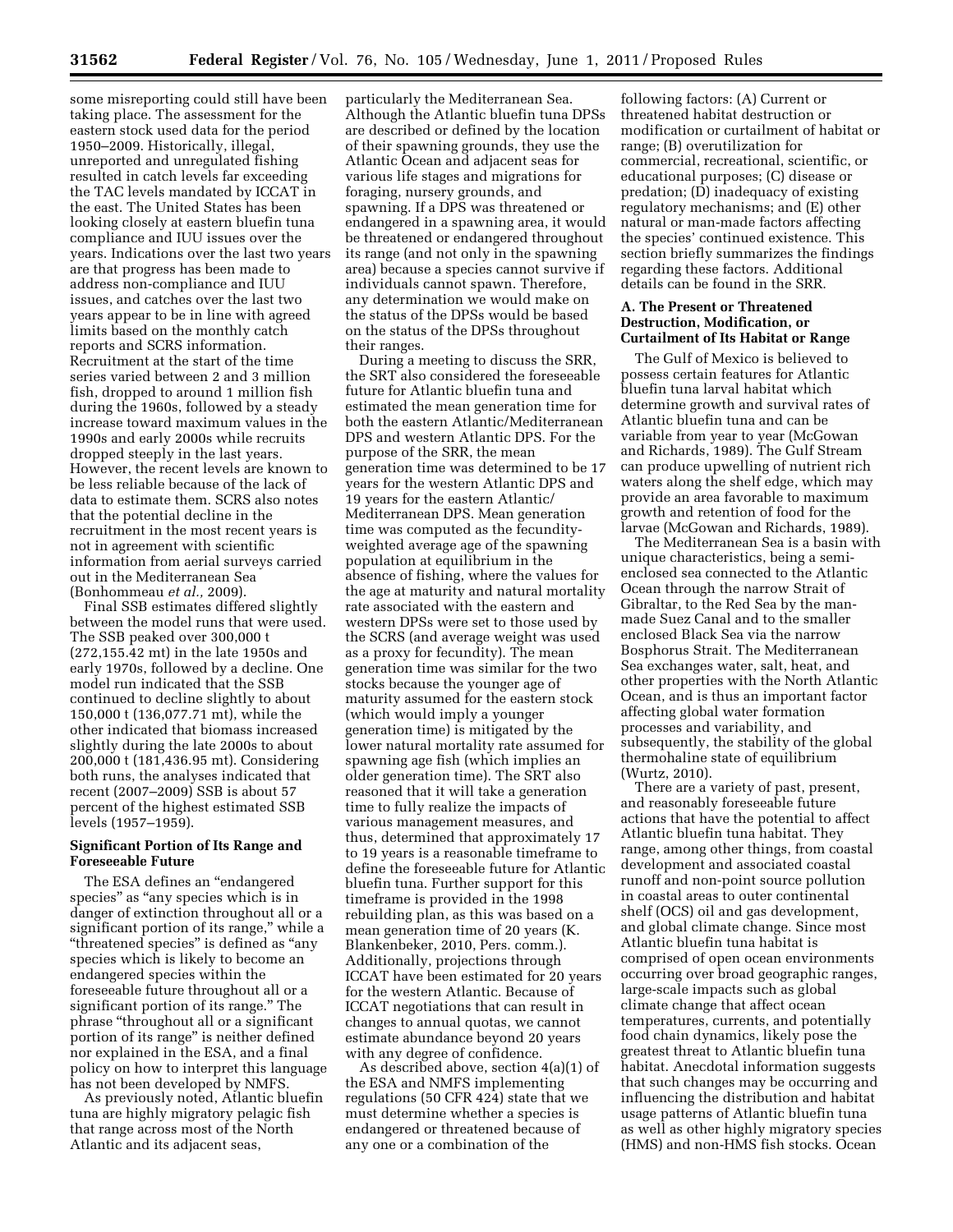some misreporting could still have been taking place. The assessment for the eastern stock used data for the period 1950–2009. Historically, illegal, unreported and unregulated fishing resulted in catch levels far exceeding the TAC levels mandated by ICCAT in the east. The United States has been looking closely at eastern bluefin tuna compliance and IUU issues over the years. Indications over the last two years are that progress has been made to address non-compliance and IUU issues, and catches over the last two years appear to be in line with agreed limits based on the monthly catch reports and SCRS information. Recruitment at the start of the time series varied between 2 and 3 million fish, dropped to around 1 million fish during the 1960s, followed by a steady increase toward maximum values in the 1990s and early 2000s while recruits dropped steeply in the last years. However, the recent levels are known to be less reliable because of the lack of data to estimate them. SCRS also notes that the potential decline in the recruitment in the most recent years is not in agreement with scientific information from aerial surveys carried out in the Mediterranean Sea (Bonhommeau *et al.,* 2009).

Final SSB estimates differed slightly between the model runs that were used. The SSB peaked over 300,000 t (272,155.42 mt) in the late 1950s and early 1970s, followed by a decline. One model run indicated that the SSB continued to decline slightly to about 150,000 t (136,077.71 mt), while the other indicated that biomass increased slightly during the late 2000s to about 200,000 t (181,436.95 mt). Considering both runs, the analyses indicated that recent (2007–2009) SSB is about 57 percent of the highest estimated SSB levels (1957–1959).

### Significant Portion of Its Range and Foreseeable Future

The ESA defines an "endangered species" as "any species which is in danger of extinction throughout all or a significant portion of its range," while a "threatened species" is defined as "any species which is likely to become an endangered species within the foreseeable future throughout all or a significant portion of its range." The phrase "throughout all or a significant portion of its range" is neither defined nor explained in the ESA, and a final policy on how to interpret this language has not been developed by NMFS.

As previously noted, Atlantic bluefin tuna are highly migratory pelagic fish that range across most of the North Atlantic and its adjacent seas, particularly the Mediterranean Sea. Although the Atlantic bluefin tuna DPSs are described or defined by the location of their spawning grounds, they use the Atlantic Ocean and adjacent seas for various life stages and migrations for foraging, nursery grounds, and spawning. If a DPS was threatened or endangered in a spawning area, it would be threatened or endangered throughout its range (and not only in the spawning area) because a species cannot survive if individuals cannot spawn. Therefore, any determination we would make on the status of the DPSs would be based on the status of the DPSs throughout their ranges.

During a meeting to discuss the SRR, the SRT also considered the foreseeable future for Atlantic bluefin tuna and estimated the mean generation time for both the eastern Atlantic/Mediterranean DPS and western Atlantic DPS. For the purpose of the SRR, the mean generation time was determined to be 17 years for the western Atlantic DPS and 19 years for the eastern Atlantic/Mediterranean DPS. Mean generation time was computed as the fecundity-weighted average age of the spawning population at equilibrium in the absence of fishing, where the values for the age at maturity and natural mortality rate associated with the eastern and western DPSs were set to those used by the SCRS (and average weight was used as a proxy for fecundity). The mean generation time was similar for the two stocks because the younger age of maturity assumed for the eastern stock (which would imply a younger generation time) is mitigated by the lower natural mortality rate assumed for spawning age fish (which implies an older generation time). The SRT also reasoned that it will take a generation time to fully realize the impacts of various management measures, and thus, determined that approximately 17 to 19 years is a reasonable timeframe to define the foreseeable future for Atlantic bluefin tuna. Further support for this timeframe is provided in the 1998 rebuilding plan, as this was based on a mean generation time of 20 years (K. Blankenbeker, 2010, Pers. comm.). Additionally, projections through ICCAT have been estimated for 20 years for the western Atlantic. Because of ICCAT negotiations that can result in changes to annual quotas, we cannot estimate abundance beyond 20 years with any degree of confidence.

As described above, section 4(a)(1) of the ESA and NMFS implementing regulations (50 CFR 424) state that we must determine whether a species is endangered or threatened because of any one or a combination of the following factors: (A) Current or threatened habitat destruction or modification or curtailment of habitat or range; (B) overutilization for commercial, recreational, scientific, or educational purposes; (C) disease or predation; (D) inadequacy of existing regulatory mechanisms; and (E) other natural or man-made factors affecting the species' continued existence. This section briefly summarizes the findings regarding these factors. Additional details can be found in the SRR.

### A. The Present or Threatened Destruction, Modification, or Curtailment of Its Habitat or Range

The Gulf of Mexico is believed to possess certain features for Atlantic bluefin tuna larval habitat which determine growth and survival rates of Atlantic bluefin tuna and can be variable from year to year (McGowan and Richards, 1989). The Gulf Stream can produce upwelling of nutrient rich waters along the shelf edge, which may provide an area favorable to maximum growth and retention of food for the larvae (McGowan and Richards, 1989).

The Mediterranean Sea is a basin with unique characteristics, being a semi-enclosed sea connected to the Atlantic Ocean through the narrow Strait of Gibraltar, to the Red Sea by the man-made Suez Canal and to the smaller enclosed Black Sea via the narrow Bosphorus Strait. The Mediterranean Sea exchanges water, salt, heat, and other properties with the North Atlantic Ocean, and is thus an important factor affecting global water formation processes and variability, and subsequently, the stability of the global thermohaline state of equilibrium (Wurtz, 2010).

There are a variety of past, present, and reasonably foreseeable future actions that have the potential to affect Atlantic bluefin tuna habitat. They range, among other things, from coastal development and associated coastal runoff and non-point source pollution in coastal areas to outer continental shelf (OCS) oil and gas development, and global climate change. Since most Atlantic bluefin tuna habitat is comprised of open ocean environments occurring over broad geographic ranges, large-scale impacts such as global climate change that affect ocean temperatures, currents, and potentially food chain dynamics, likely pose the greatest threat to Atlantic bluefin tuna habitat. Anecdotal information suggests that such changes may be occurring and influencing the distribution and habitat usage patterns of Atlantic bluefin tuna as well as other highly migratory species (HMS) and non-HMS fish stocks. Ocean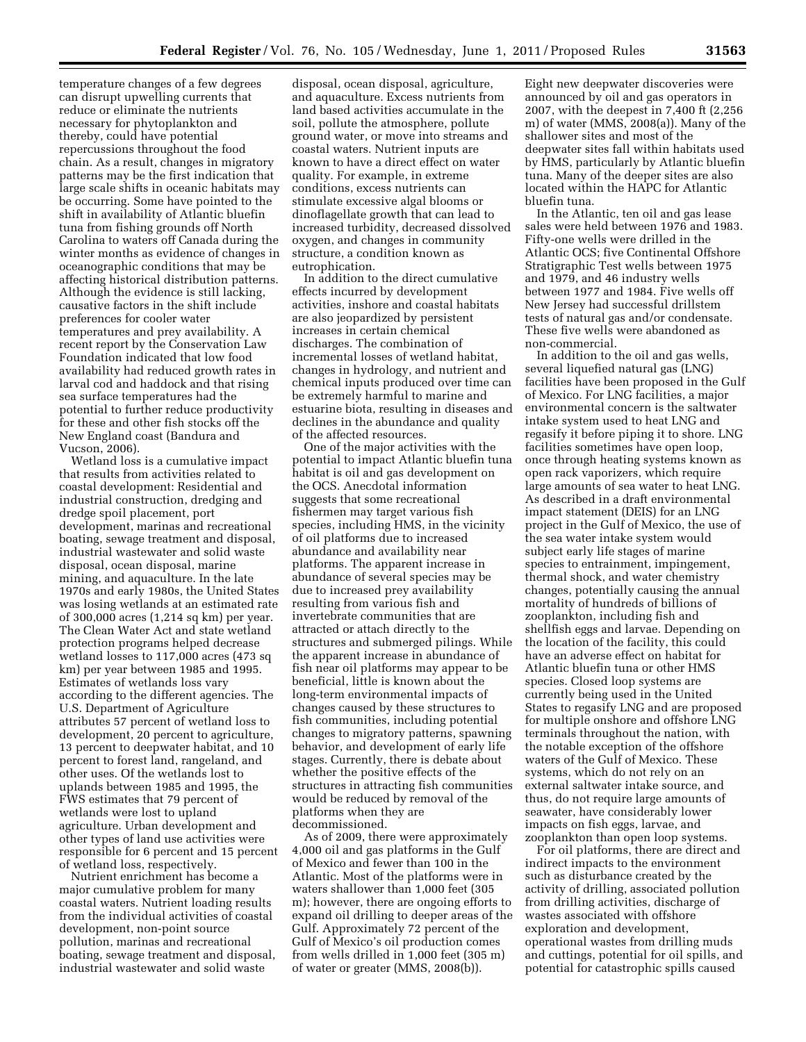temperature changes of a few degrees can disrupt upwelling currents that reduce or eliminate the nutrients necessary for phytoplankton and thereby, could have potential repercussions throughout the food chain. As a result, changes in migratory patterns may be the first indication that large scale shifts in oceanic habitats may be occurring. Some have pointed to the shift in availability of Atlantic bluefin tuna from fishing grounds off North Carolina to waters off Canada during the winter months as evidence of changes in oceanographic conditions that may be affecting historical distribution patterns. Although the evidence is still lacking, causative factors in the shift include preferences for cooler water temperatures and prey availability. A recent report by the Conservation Law Foundation indicated that low food availability had reduced growth rates in larval cod and haddock and that rising sea surface temperatures had the potential to further reduce productivity for these and other fish stocks off the New England coast (Bandura and Vucson, 2006).

Wetland loss is a cumulative impact that results from activities related to coastal development: Residential and industrial construction, dredging and dredge spoil placement, port development, marinas and recreational boating, sewage treatment and disposal, industrial wastewater and solid waste disposal, ocean disposal, marine mining, and aquaculture. In the late 1970s and early 1980s, the United States was losing wetlands at an estimated rate of 300,000 acres (1,214 sq km) per year. The Clean Water Act and state wetland protection programs helped decrease wetland losses to 117,000 acres (473 sq km) per year between 1985 and 1995. Estimates of wetlands loss vary according to the different agencies. The U.S. Department of Agriculture attributes 57 percent of wetland loss to development, 20 percent to agriculture, 13 percent to deepwater habitat, and 10 percent to forest land, rangeland, and other uses. Of the wetlands lost to uplands between 1985 and 1995, the FWS estimates that 79 percent of wetlands were lost to upland agriculture. Urban development and other types of land use activities were responsible for 6 percent and 15 percent of wetland loss, respectively.

Nutrient enrichment has become a major cumulative problem for many coastal waters. Nutrient loading results from the individual activities of coastal development, non-point source pollution, marinas and recreational boating, sewage treatment and disposal, industrial wastewater and solid waste disposal, ocean disposal, agriculture, and aquaculture. Excess nutrients from land based activities accumulate in the soil, pollute the atmosphere, pollute ground water, or move into streams and coastal waters. Nutrient inputs are known to have a direct effect on water quality. For example, in extreme conditions, excess nutrients can stimulate excessive algal blooms or dinoflagellate growth that can lead to increased turbidity, decreased dissolved oxygen, and changes in community structure, a condition known as eutrophication.

In addition to the direct cumulative effects incurred by development activities, inshore and coastal habitats are also jeopardized by persistent increases in certain chemical discharges. The combination of incremental losses of wetland habitat, changes in hydrology, and nutrient and chemical inputs produced over time can be extremely harmful to marine and estuarine biota, resulting in diseases and declines in the abundance and quality of the affected resources.

One of the major activities with the potential to impact Atlantic bluefin tuna habitat is oil and gas development on the OCS. Anecdotal information suggests that some recreational fishermen may target various fish species, including HMS, in the vicinity of oil platforms due to increased abundance and availability near platforms. The apparent increase in abundance of several species may be due to increased prey availability resulting from various fish and invertebrate communities that are attracted or attach directly to the structures and submerged pilings. While the apparent increase in abundance of fish near oil platforms may appear to be beneficial, little is known about the long-term environmental impacts of changes caused by these structures to fish communities, including potential changes to migratory patterns, spawning behavior, and development of early life stages. Currently, there is debate about whether the positive effects of the structures in attracting fish communities would be reduced by removal of the platforms when they are decommissioned.

As of 2009, there were approximately 4,000 oil and gas platforms in the Gulf of Mexico and fewer than 100 in the Atlantic. Most of the platforms were in waters shallower than 1,000 feet (305 m); however, there are ongoing efforts to expand oil drilling to deeper areas of the Gulf. Approximately 72 percent of the Gulf of Mexico's oil production comes from wells drilled in 1,000 feet (305 m) of water or greater (MMS, 2008(b)). Eight new deepwater discoveries were announced by oil and gas operators in 2007, with the deepest in 7,400 ft (2,256 m) of water (MMS, 2008(a)). Many of the shallower sites and most of the deepwater sites fall within habitats used by HMS, particularly by Atlantic bluefin tuna. Many of the deeper sites are also located within the HAPC for Atlantic bluefin tuna.

In the Atlantic, ten oil and gas lease sales were held between 1976 and 1983. Fifty-one wells were drilled in the Atlantic OCS; five Continental Offshore Stratigraphic Test wells between 1975 and 1979, and 46 industry wells between 1977 and 1984. Five wells off New Jersey had successful drillstem tests of natural gas and/or condensate. These five wells were abandoned as non-commercial.

In addition to the oil and gas wells, several liquefied natural gas (LNG) facilities have been proposed in the Gulf of Mexico. For LNG facilities, a major environmental concern is the saltwater intake system used to heat LNG and regasify it before piping it to shore. LNG facilities sometimes have open loop, once through heating systems known as open rack vaporizers, which require large amounts of sea water to heat LNG. As described in a draft environmental impact statement (DEIS) for an LNG project in the Gulf of Mexico, the use of the sea water intake system would subject early life stages of marine species to entrainment, impingement, thermal shock, and water chemistry changes, potentially causing the annual mortality of hundreds of billions of zooplankton, including fish and shellfish eggs and larvae. Depending on the location of the facility, this could have an adverse effect on habitat for Atlantic bluefin tuna or other HMS species. Closed loop systems are currently being used in the United States to regasify LNG and are proposed for multiple onshore and offshore LNG terminals throughout the nation, with the notable exception of the offshore waters of the Gulf of Mexico. These systems, which do not rely on an external saltwater intake source, and thus, do not require large amounts of seawater, have considerably lower impacts on fish eggs, larvae, and zooplankton than open loop systems.

For oil platforms, there are direct and indirect impacts to the environment such as disturbance created by the activity of drilling, associated pollution from drilling activities, discharge of wastes associated with offshore exploration and development, operational wastes from drilling muds and cuttings, potential for oil spills, and potential for catastrophic spills caused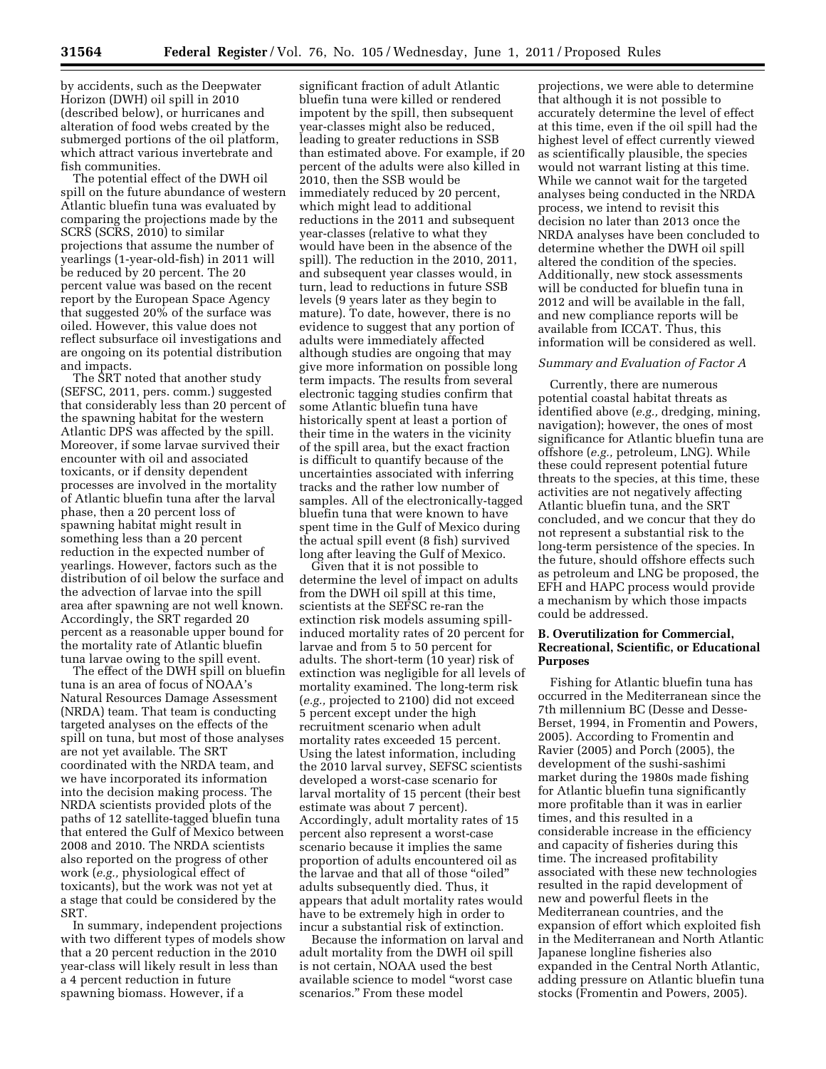by accidents, such as the Deepwater Horizon (DWH) oil spill in 2010 (described below), or hurricanes and alteration of food webs created by the submerged portions of the oil platform, which attract various invertebrate and fish communities.

The potential effect of the DWH oil spill on the future abundance of western Atlantic bluefin tuna was evaluated by comparing the projections made by the SCRS (SCRS, 2010) to similar projections that assume the number of yearlings (1-year-old-fish) in 2011 will be reduced by 20 percent. The 20 percent value was based on the recent report by the European Space Agency that suggested 20% of the surface was oiled. However, this value does not reflect subsurface oil investigations and are ongoing on its potential distribution and impacts.

The SRT noted that another study (SEFSC, 2011, pers. comm.) suggested that considerably less than 20 percent of the spawning habitat for the western Atlantic DPS was affected by the spill. Moreover, if some larvae survived their encounter with oil and associated toxicants, or if density dependent processes are involved in the mortality of Atlantic bluefin tuna after the larval phase, then a 20 percent loss of spawning habitat might result in something less than a 20 percent reduction in the expected number of yearlings. However, factors such as the distribution of oil below the surface and the advection of larvae into the spill area after spawning are not well known. Accordingly, the SRT regarded 20 percent as a reasonable upper bound for the mortality rate of Atlantic bluefin tuna larvae owing to the spill event.

The effect of the DWH spill on bluefin tuna is an area of focus of NOAA's Natural Resources Damage Assessment (NRDA) team. That team is conducting targeted analyses on the effects of the spill on tuna, but most of those analyses are not yet available. The SRT coordinated with the NRDA team, and we have incorporated its information into the decision making process. The NRDA scientists provided plots of the paths of 12 satellite-tagged bluefin tuna that entered the Gulf of Mexico between 2008 and 2010. The NRDA scientists also reported on the progress of other work (*e.g.,* physiological effect of toxicants), but the work was not yet at a stage that could be considered by the SRT.

In summary, independent projections with two different types of models show that a 20 percent reduction in the 2010 year-class will likely result in less than a 4 percent reduction in future spawning biomass. However, if a significant fraction of adult Atlantic bluefin tuna were killed or rendered impotent by the spill, then subsequent year-classes might also be reduced, leading to greater reductions in SSB than estimated above. For example, if 20 percent of the adults were also killed in 2010, then the SSB would be immediately reduced by 20 percent, which might lead to additional reductions in the 2011 and subsequent year-classes (relative to what they would have been in the absence of the spill). The reduction in the 2010, 2011, and subsequent year classes would, in turn, lead to reductions in future SSB levels (9 years later as they begin to mature). To date, however, there is no evidence to suggest that any portion of adults were immediately affected although studies are ongoing that may give more information on possible long term impacts. The results from several electronic tagging studies confirm that some Atlantic bluefin tuna have historically spent at least a portion of their time in the waters in the vicinity of the spill area, but the exact fraction is difficult to quantify because of the uncertainties associated with inferring tracks and the rather low number of samples. All of the electronically-tagged bluefin tuna that were known to have spent time in the Gulf of Mexico during the actual spill event (8 fish) survived long after leaving the Gulf of Mexico.

Given that it is not possible to determine the level of impact on adults from the DWH oil spill at this time, scientists at the SEFSC re-ran the extinction risk models assuming spill-induced mortality rates of 20 percent for larvae and from 5 to 50 percent for adults. The short-term (10 year) risk of extinction was negligible for all levels of mortality examined. The long-term risk (*e.g.,* projected to 2100) did not exceed 5 percent except under the high recruitment scenario when adult mortality rates exceeded 15 percent. Using the latest information, including the 2010 larval survey, SEFSC scientists developed a worst-case scenario for larval mortality of 15 percent (their best estimate was about 7 percent). Accordingly, adult mortality rates of 15 percent also represent a worst-case scenario because it implies the same proportion of adults encountered oil as the larvae and that all of those "oiled" adults subsequently died. Thus, it appears that adult mortality rates would have to be extremely high in order to incur a substantial risk of extinction.

Because the information on larval and adult mortality from the DWH oil spill is not certain, NOAA used the best available science to model "worst case scenarios." From these model projections, we were able to determine that although it is not possible to accurately determine the level of effect at this time, even if the oil spill had the highest level of effect currently viewed as scientifically plausible, the species would not warrant listing at this time. While we cannot wait for the targeted analyses being conducted in the NRDA process, we intend to revisit this decision no later than 2013 once the NRDA analyses have been concluded to determine whether the DWH oil spill altered the condition of the species. Additionally, new stock assessments will be conducted for bluefin tuna in 2012 and will be available in the fall, and new compliance reports will be available from ICCAT. Thus, this information will be considered as well.

*Summary and Evaluation of Factor A*

Currently, there are numerous potential coastal habitat threats as identified above (*e.g.,* dredging, mining, navigation); however, the ones of most significance for Atlantic bluefin tuna are offshore (*e.g.,* petroleum, LNG). While these could represent potential future threats to the species, at this time, these activities are not negatively affecting Atlantic bluefin tuna, and the SRT concluded, and we concur that they do not represent a substantial risk to the long-term persistence of the species. In the future, should offshore effects such as petroleum and LNG be proposed, the EFH and HAPC process would provide a mechanism by which those impacts could be addressed.

**B. Overutilization for Commercial, Recreational, Scientific, or Educational Purposes**

Fishing for Atlantic bluefin tuna has occurred in the Mediterranean since the 7th millennium BC (Desse and Desse-Berset, 1994, in Fromentin and Powers, 2005). According to Fromentin and Ravier (2005) and Porch (2005), the development of the sushi-sashimi market during the 1980s made fishing for Atlantic bluefin tuna significantly more profitable than it was in earlier times, and this resulted in a considerable increase in the efficiency and capacity of fisheries during this time. The increased profitability associated with these new technologies resulted in the rapid development of new and powerful fleets in the Mediterranean countries, and the expansion of effort which exploited fish in the Mediterranean and North Atlantic Japanese longline fisheries also expanded in the Central North Atlantic, adding pressure on Atlantic bluefin tuna stocks (Fromentin and Powers, 2005).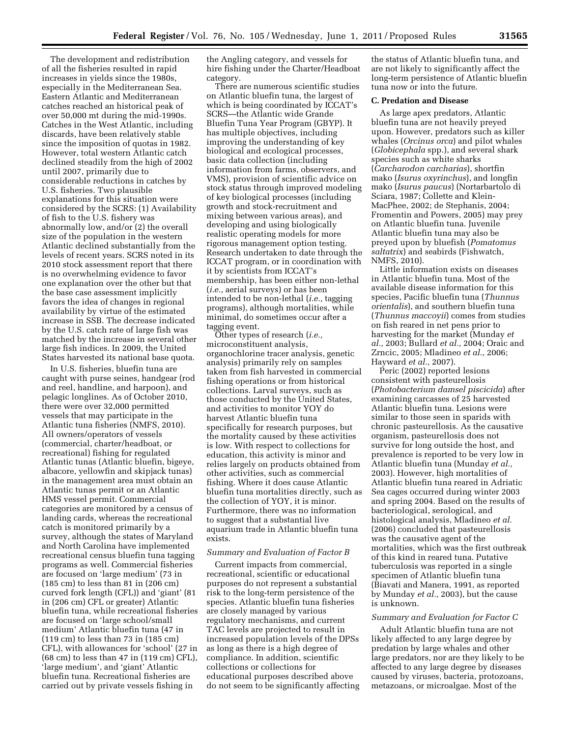The development and redistribution of all the fisheries resulted in rapid increases in yields since the 1980s, especially in the Mediterranean Sea. Eastern Atlantic and Mediterranean catches reached an historical peak of over 50,000 mt during the mid-1990s. Catches in the West Atlantic, including discards, have been relatively stable since the imposition of quotas in 1982. However, total western Atlantic catch declined steadily from the high of 2002 until 2007, primarily due to considerable reductions in catches by U.S. fisheries. Two plausible explanations for this situation were considered by the SCRS: (1) Availability of fish to the U.S. fishery was abnormally low, and/or (2) the overall size of the population in the western Atlantic declined substantially from the levels of recent years. SCRS noted in its 2010 stock assessment report that there is no overwhelming evidence to favor one explanation over the other but that the base case assessment implicitly favors the idea of changes in regional availability by virtue of the estimated increase in SSB. The decrease indicated by the U.S. catch rate of large fish was matched by the increase in several other large fish indices. In 2009, the United States harvested its national base quota.

In U.S. fisheries, bluefin tuna are caught with purse seines, handgear (rod and reel, handline, and harpoon), and pelagic longlines. As of October 2010, there were over 32,000 permitted vessels that may participate in the Atlantic tuna fisheries (NMFS, 2010). All owners/operators of vessels (commercial, charter/headboat, or recreational) fishing for regulated Atlantic tunas (Atlantic bluefin, bigeye, albacore, yellowfin and skipjack tunas) in the management area must obtain an Atlantic tunas permit or an Atlantic HMS vessel permit. Commercial categories are monitored by a census of landing cards, whereas the recreational catch is monitored primarily by a survey, although the states of Maryland and North Carolina have implemented recreational census bluefin tuna tagging programs as well. Commercial fisheries are focused on 'large medium' (73 in (185 cm) to less than 81 in (206 cm) curved fork length (CFL)) and 'giant' (81 in (206 cm) CFL or greater) Atlantic bluefin tuna, while recreational fisheries are focused on 'large school/small medium' Atlantic bluefin tuna (47 in (119 cm) to less than 73 in (185 cm) CFL), with allowances for 'school' (27 in (68 cm) to less than 47 in (119 cm) CFL), 'large medium', and 'giant' Atlantic bluefin tuna. Recreational fisheries are carried out by private vessels fishing in the Angling category, and vessels for hire fishing under the Charter/Headboat category.

There are numerous scientific studies on Atlantic bluefin tuna, the largest of which is being coordinated by ICCAT's SCRS—the Atlantic wide Grande Bluefin Tuna Year Program (GBYP). It has multiple objectives, including improving the understanding of key biological and ecological processes, basic data collection (including information from farms, observers, and VMS), provision of scientific advice on stock status through improved modeling of key biological processes (including growth and stock-recruitment and mixing between various areas), and developing and using biologically realistic operating models for more rigorous management option testing. Research undertaken to date through the ICCAT program, or in coordination with it by scientists from ICCAT's membership, has been either non-lethal (*i.e.,* aerial surveys) or has been intended to be non-lethal (*i.e.,* tagging programs), although mortalities, while minimal, do sometimes occur after a tagging event.

Other types of research (*i.e.,* microconstituent analysis, organochlorine tracer analysis, genetic analysis) primarily rely on samples taken from fish harvested in commercial fishing operations or from historical collections. Larval surveys, such as those conducted by the United States, and activities to monitor YOY do harvest Atlantic bluefin tuna specifically for research purposes, but the mortality caused by these activities is low. With respect to collections for education, this activity is minor and relies largely on products obtained from other activities, such as commercial fishing. Where it does cause Atlantic bluefin tuna mortalities directly, such as the collection of YOY, it is minor. Furthermore, there was no information to suggest that a substantial live aquarium trade in Atlantic bluefin tuna exists.

*Summary and Evaluation of Factor B*

Current impacts from commercial, recreational, scientific or educational purposes do not represent a substantial risk to the long-term persistence of the species. Atlantic bluefin tuna fisheries are closely managed by various regulatory mechanisms, and current TAC levels are projected to result in increased population levels of the DPSs as long as there is a high degree of compliance. In addition, scientific collections or collections for educational purposes described above do not seem to be significantly affecting the status of Atlantic bluefin tuna, and are not likely to significantly affect the long-term persistence of Atlantic bluefin tuna now or into the future.

**C. Predation and Disease**

As large apex predators, Atlantic bluefin tuna are not heavily preyed upon. However, predators such as killer whales (*Orcinus orca*) and pilot whales (*Globicephala* spp.), and several shark species such as white sharks (*Carcharodon carcharias*), shortfin mako (*Isurus oxyrinchus*), and longfin mako (*Isurus paucus*) (Nortarbartolo di Sciara, 1987; Collette and Klein-MacPhee, 2002; de Stephanis, 2004; Fromentin and Powers, 2005) may prey on Atlantic bluefin tuna. Juvenile Atlantic bluefin tuna may also be preyed upon by bluefish (*Pomatomus saltatrix*) and seabirds (Fishwatch, NMFS, 2010).

Little information exists on diseases in Atlantic bluefin tuna. Most of the available disease information for this species, Pacific bluefin tuna (*Thunnus orientalis*), and southern bluefin tuna (*Thunnus maccoyii*) comes from studies on fish reared in net pens prior to harvesting for the market (Munday *et al.,* 2003; Bullard *et al.,* 2004; Oraic and Zrncic, 2005; Mladineo *et al.,* 2006; Hayward *et al.,* 2007).

Peric (2002) reported lesions consistent with pasteurellosis (*Photobacterium damsel piscicida*) after examining carcasses of 25 harvested Atlantic bluefin tuna. Lesions were similar to those seen in sparids with chronic pasteurellosis. As the causative organism, pasteurellosis does not survive for long outside the host, and prevalence is reported to be very low in Atlantic bluefin tuna (Munday *et al.,* 2003). However, high mortalities of Atlantic bluefin tuna reared in Adriatic Sea cages occurred during winter 2003 and spring 2004. Based on the results of bacteriological, serological, and histological analysis, Mladineo *et al.* (2006) concluded that pasteurellosis was the causative agent of the mortalities, which was the first outbreak of this kind in reared tuna. Putative tuberculosis was reported in a single specimen of Atlantic bluefin tuna (Biavati and Manera, 1991, as reported by Munday *et al.,* 2003), but the cause is unknown.

*Summary and Evaluation for Factor C*

Adult Atlantic bluefin tuna are not likely affected to any large degree by predation by large whales and other large predators, nor are they likely to be affected to any large degree by diseases caused by viruses, bacteria, protozoans, metazoans, or microalgae. Most of the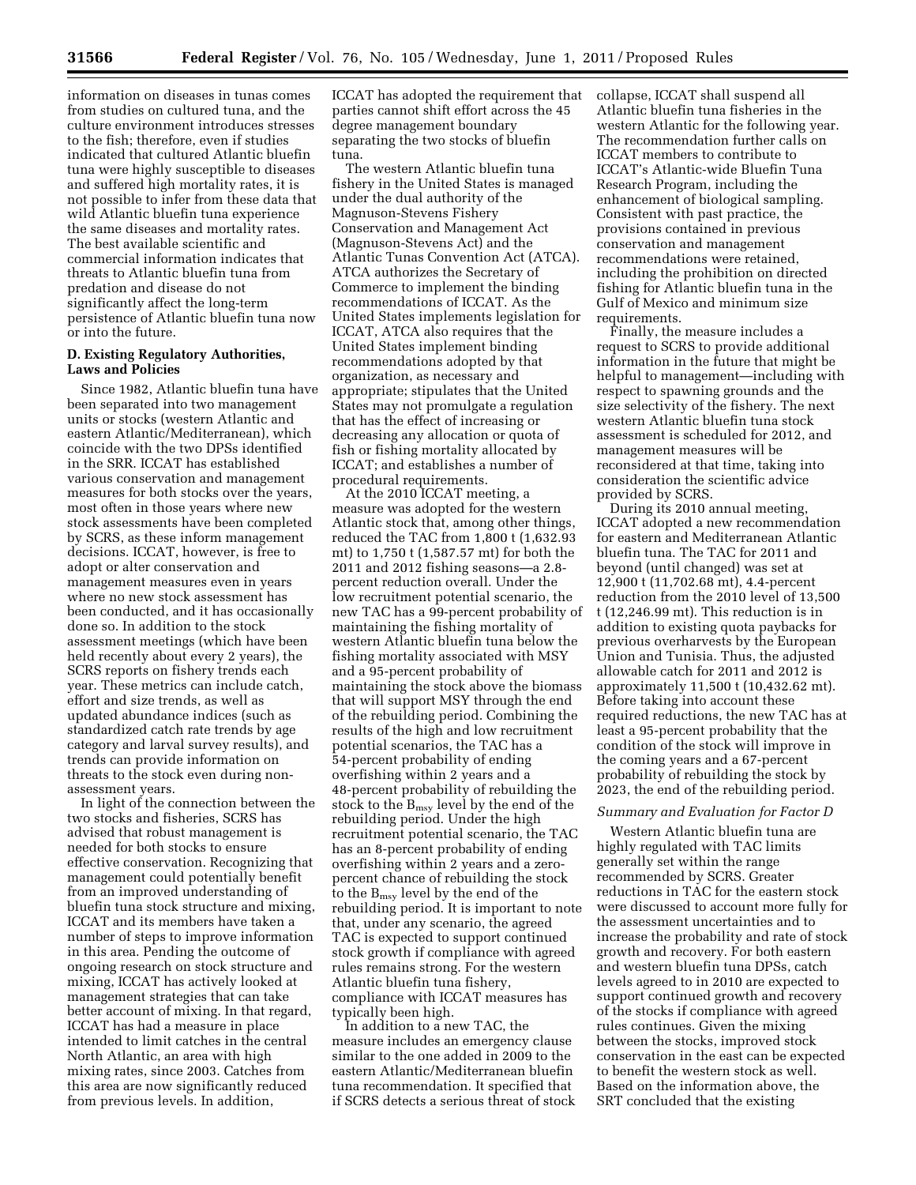information on diseases in tunas comes from studies on cultured tuna, and the culture environment introduces stresses to the fish; therefore, even if studies indicated that cultured Atlantic bluefin tuna were highly susceptible to diseases and suffered high mortality rates, it is not possible to infer from these data that wild Atlantic bluefin tuna experience the same diseases and mortality rates. The best available scientific and commercial information indicates that threats to Atlantic bluefin tuna from predation and disease do not significantly affect the long-term persistence of Atlantic bluefin tuna now or into the future.

### D. Existing Regulatory Authorities, Laws and Policies

Since 1982, Atlantic bluefin tuna have been separated into two management units or stocks (western Atlantic and eastern Atlantic/Mediterranean), which coincide with the two DPSs identified in the SRR. ICCAT has established various conservation and management measures for both stocks over the years, most often in those years where new stock assessments have been completed by SCRS, as these inform management decisions. ICCAT, however, is free to adopt or alter conservation and management measures even in years where no new stock assessment has been conducted, and it has occasionally done so. In addition to the stock assessment meetings (which have been held recently about every 2 years), the SCRS reports on fishery trends each year. These metrics can include catch, effort and size trends, as well as updated abundance indices (such as standardized catch rate trends by age category and larval survey results), and trends can provide information on threats to the stock even during non-assessment years.

In light of the connection between the two stocks and fisheries, SCRS has advised that robust management is needed for both stocks to ensure effective conservation. Recognizing that management could potentially benefit from an improved understanding of bluefin tuna stock structure and mixing, ICCAT and its members have taken a number of steps to improve information in this area. Pending the outcome of ongoing research on stock structure and mixing, ICCAT has actively looked at management strategies that can take better account of mixing. In that regard, ICCAT has had a measure in place intended to limit catches in the central North Atlantic, an area with high mixing rates, since 2003. Catches from this area are now significantly reduced from previous levels. In addition, ICCAT has adopted the requirement that parties cannot shift effort across the 45 degree management boundary separating the two stocks of bluefin tuna.

The western Atlantic bluefin tuna fishery in the United States is managed under the dual authority of the Magnuson-Stevens Fishery Conservation and Management Act (Magnuson-Stevens Act) and the Atlantic Tunas Convention Act (ATCA). ATCA authorizes the Secretary of Commerce to implement the binding recommendations of ICCAT. As the United States implements legislation for ICCAT, ATCA also requires that the United States implement binding recommendations adopted by that organization, as necessary and appropriate; stipulates that the United States may not promulgate a regulation that has the effect of increasing or decreasing any allocation or quota of fish or fishing mortality allocated by ICCAT; and establishes a number of procedural requirements.

At the 2010 ICCAT meeting, a measure was adopted for the western Atlantic stock that, among other things, reduced the TAC from 1,800 t (1,632.93 mt) to 1,750 t (1,587.57 mt) for both the 2011 and 2012 fishing seasons—a 2.8-percent reduction overall. Under the low recruitment potential scenario, the new TAC has a 99-percent probability of maintaining the fishing mortality of western Atlantic bluefin tuna below the fishing mortality associated with MSY and a 95-percent probability of maintaining the stock above the biomass that will support MSY through the end of the rebuilding period. Combining the results of the high and low recruitment potential scenarios, the TAC has a 54-percent probability of ending overfishing within 2 years and a 48-percent probability of rebuilding the stock to the $B_{msy}$ level by the end of the rebuilding period. Under the high recruitment potential scenario, the TAC has an 8-percent probability of ending overfishing within 2 years and a zero-percent chance of rebuilding the stock to the $B_{msy}$ level by the end of the rebuilding period. It is important to note that, under any scenario, the agreed TAC is expected to support continued stock growth if compliance with agreed rules remains strong. For the western Atlantic bluefin tuna fishery, compliance with ICCAT measures has typically been high.

In addition to a new TAC, the measure includes an emergency clause similar to the one added in 2009 to the eastern Atlantic/Mediterranean bluefin tuna recommendation. It specified that if SCRS detects a serious threat of stock collapse, ICCAT shall suspend all Atlantic bluefin tuna fisheries in the western Atlantic for the following year. The recommendation further calls on ICCAT members to contribute to ICCAT's Atlantic-wide Bluefin Tuna Research Program, including the enhancement of biological sampling. Consistent with past practice, the provisions contained in previous conservation and management recommendations were retained, including the prohibition on directed fishing for Atlantic bluefin tuna in the Gulf of Mexico and minimum size requirements.

Finally, the measure includes a request to SCRS to provide additional information in the future that might be helpful to management—including with respect to spawning grounds and the size selectivity of the fishery. The next western Atlantic bluefin tuna stock assessment is scheduled for 2012, and management measures will be reconsidered at that time, taking into consideration the scientific advice provided by SCRS.

During its 2010 annual meeting, ICCAT adopted a new recommendation for eastern and Mediterranean Atlantic bluefin tuna. The TAC for 2011 and beyond (until changed) was set at 12,900 t (11,702.68 mt), 4.4-percent reduction from the 2010 level of 13,500 t (12,246.99 mt). This reduction is in addition to existing quota paybacks for previous overharvests by the European Union and Tunisia. Thus, the adjusted allowable catch for 2011 and 2012 is approximately 11,500 t (10,432.62 mt). Before taking into account these required reductions, the new TAC has at least a 95-percent probability that the condition of the stock will improve in the coming years and a 67-percent probability of rebuilding the stock by 2023, the end of the rebuilding period.

*Summary and Evaluation for Factor D*

Western Atlantic bluefin tuna are highly regulated with TAC limits generally set within the range recommended by SCRS. Greater reductions in TAC for the eastern stock were discussed to account more fully for the assessment uncertainties and to increase the probability and rate of stock growth and recovery. For both eastern and western bluefin tuna DPSs, catch levels agreed to in 2010 are expected to support continued growth and recovery of the stocks if compliance with agreed rules continues. Given the mixing between the stocks, improved stock conservation in the east can be expected to benefit the western stock as well. Based on the information above, the SRT concluded that the existing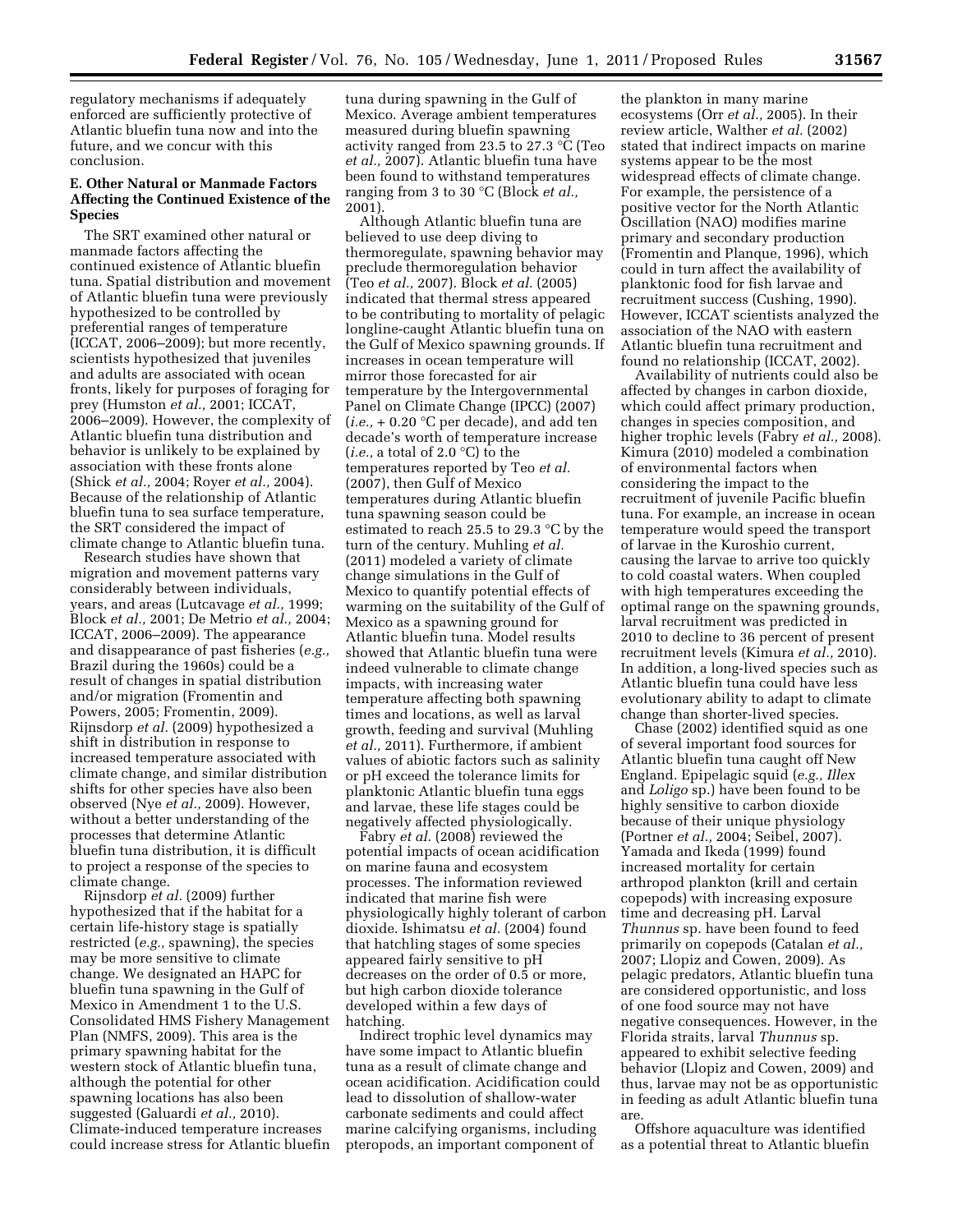regulatory mechanisms if adequately enforced are sufficiently protective of Atlantic bluefin tuna now and into the future, and we concur with this conclusion.

### E. Other Natural or Manmade Factors Affecting the Continued Existence of the Species

The SRT examined other natural or manmade factors affecting the continued existence of Atlantic bluefin tuna. Spatial distribution and movement of Atlantic bluefin tuna were previously hypothesized to be controlled by preferential ranges of temperature (ICCAT, 2006–2009); but more recently, scientists hypothesized that juveniles and adults are associated with ocean fronts, likely for purposes of foraging for prey (Humston *et al.,* 2001; ICCAT, 2006–2009). However, the complexity of Atlantic bluefin tuna distribution and behavior is unlikely to be explained by association with these fronts alone (Shick *et al.,* 2004; Royer *et al.,* 2004). Because of the relationship of Atlantic bluefin tuna to sea surface temperature, the SRT considered the impact of climate change to Atlantic bluefin tuna.

Research studies have shown that migration and movement patterns vary considerably between individuals, years, and areas (Lutcavage *et al.,* 1999; Block *et al.,* 2001; De Metrio *et al.,* 2004; ICCAT, 2006–2009). The appearance and disappearance of past fisheries (*e.g.,* Brazil during the 1960s) could be a result of changes in spatial distribution and/or migration (Fromentin and Powers, 2005; Fromentin, 2009). Rijnsdorp *et al.* (2009) hypothesized a shift in distribution in response to increased temperature associated with climate change, and similar distribution shifts for other species have also been observed (Nye *et al.,* 2009). However, without a better understanding of the processes that determine Atlantic bluefin tuna distribution, it is difficult to project a response of the species to climate change.

Rijnsdorp *et al.* (2009) further hypothesized that if the habitat for a certain life-history stage is spatially restricted (*e.g.,* spawning), the species may be more sensitive to climate change. We designated an HAPC for bluefin tuna spawning in the Gulf of Mexico in Amendment 1 to the U.S. Consolidated HMS Fishery Management Plan (NMFS, 2009). This area is the primary spawning habitat for the western stock of Atlantic bluefin tuna, although the potential for other spawning locations has also been suggested (Galuardi *et al.,* 2010). Climate-induced temperature increases could increase stress for Atlantic bluefin tuna during spawning in the Gulf of Mexico. Average ambient temperatures measured during bluefin spawning activity ranged from 23.5 to 27.3 °C (Teo *et al.,* 2007). Atlantic bluefin tuna have been found to withstand temperatures ranging from 3 to 30 °C (Block *et al.,* 2001).

Although Atlantic bluefin tuna are believed to use deep diving to thermoregulate, spawning behavior may preclude thermoregulation behavior (Teo *et al.,* 2007). Block *et al.* (2005) indicated that thermal stress appeared to be contributing to mortality of pelagic longline-caught Atlantic bluefin tuna on the Gulf of Mexico spawning grounds. If increases in ocean temperature will mirror those forecasted for air temperature by the Intergovernmental Panel on Climate Change (IPCC) (2007) (*i.e.,* + 0.20 °C per decade), and add ten decade's worth of temperature increase (*i.e.,* a total of 2.0 °C) to the temperatures reported by Teo *et al.* (2007), then Gulf of Mexico temperatures during Atlantic bluefin tuna spawning season could be estimated to reach 25.5 to 29.3 °C by the turn of the century. Muhling *et al.* (2011) modeled a variety of climate change simulations in the Gulf of Mexico to quantify potential effects of warming on the suitability of the Gulf of Mexico as a spawning ground for Atlantic bluefin tuna. Model results showed that Atlantic bluefin tuna were indeed vulnerable to climate change impacts, with increasing water temperature affecting both spawning times and locations, as well as larval growth, feeding and survival (Muhling *et al.,* 2011). Furthermore, if ambient values of abiotic factors such as salinity or pH exceed the tolerance limits for planktonic Atlantic bluefin tuna eggs and larvae, these life stages could be negatively affected physiologically.

Fabry *et al.* (2008) reviewed the potential impacts of ocean acidification on marine fauna and ecosystem processes. The information reviewed indicated that marine fish were physiologically highly tolerant of carbon dioxide. Ishimatsu *et al.* (2004) found that hatchling stages of some species appeared fairly sensitive to pH decreases on the order of 0.5 or more, but high carbon dioxide tolerance developed within a few days of hatching.

Indirect trophic level dynamics may have some impact to Atlantic bluefin tuna as a result of climate change and ocean acidification. Acidification could lead to dissolution of shallow-water carbonate sediments and could affect marine calcifying organisms, including pteropods, an important component of the plankton in many marine ecosystems (Orr *et al.,* 2005). In their review article, Walther *et al.* (2002) stated that indirect impacts on marine systems appear to be the most widespread effects of climate change. For example, the persistence of a positive vector for the North Atlantic Oscillation (NAO) modifies marine primary and secondary production (Fromentin and Planque, 1996), which could in turn affect the availability of planktonic food for fish larvae and recruitment success (Cushing, 1990). However, ICCAT scientists analyzed the association of the NAO with eastern Atlantic bluefin tuna recruitment and found no relationship (ICCAT, 2002).

Availability of nutrients could also be affected by changes in carbon dioxide, which could affect primary production, changes in species composition, and higher trophic levels (Fabry *et al.,* 2008). Kimura (2010) modeled a combination of environmental factors when considering the impact to the recruitment of juvenile Pacific bluefin tuna. For example, an increase in ocean temperature would speed the transport of larvae in the Kuroshio current, causing the larvae to arrive too quickly to cold coastal waters. When coupled with high temperatures exceeding the optimal range on the spawning grounds, larval recruitment was predicted in 2010 to decline to 36 percent of present recruitment levels (Kimura *et al.,* 2010). In addition, a long-lived species such as Atlantic bluefin tuna could have less evolutionary ability to adapt to climate change than shorter-lived species.

Chase (2002) identified squid as one of several important food sources for Atlantic bluefin tuna caught off New England. Epipelagic squid (*e.g., Illex* and *Loligo* sp.) have been found to be highly sensitive to carbon dioxide because of their unique physiology (Portner *et al.,* 2004; Seibel, 2007). Yamada and Ikeda (1999) found increased mortality for certain arthropod plankton (krill and certain copepods) with increasing exposure time and decreasing pH. Larval *Thunnus* sp. have been found to feed primarily on copepods (Catalan *et al.,* 2007; Llopiz and Cowen, 2009). As pelagic predators, Atlantic bluefin tuna are considered opportunistic, and loss of one food source may not have negative consequences. However, in the Florida straits, larval *Thunnus* sp. appeared to exhibit selective feeding behavior (Llopiz and Cowen, 2009) and thus, larvae may not be as opportunistic in feeding as adult Atlantic bluefin tuna are.

Offshore aquaculture was identified as a potential threat to Atlantic bluefin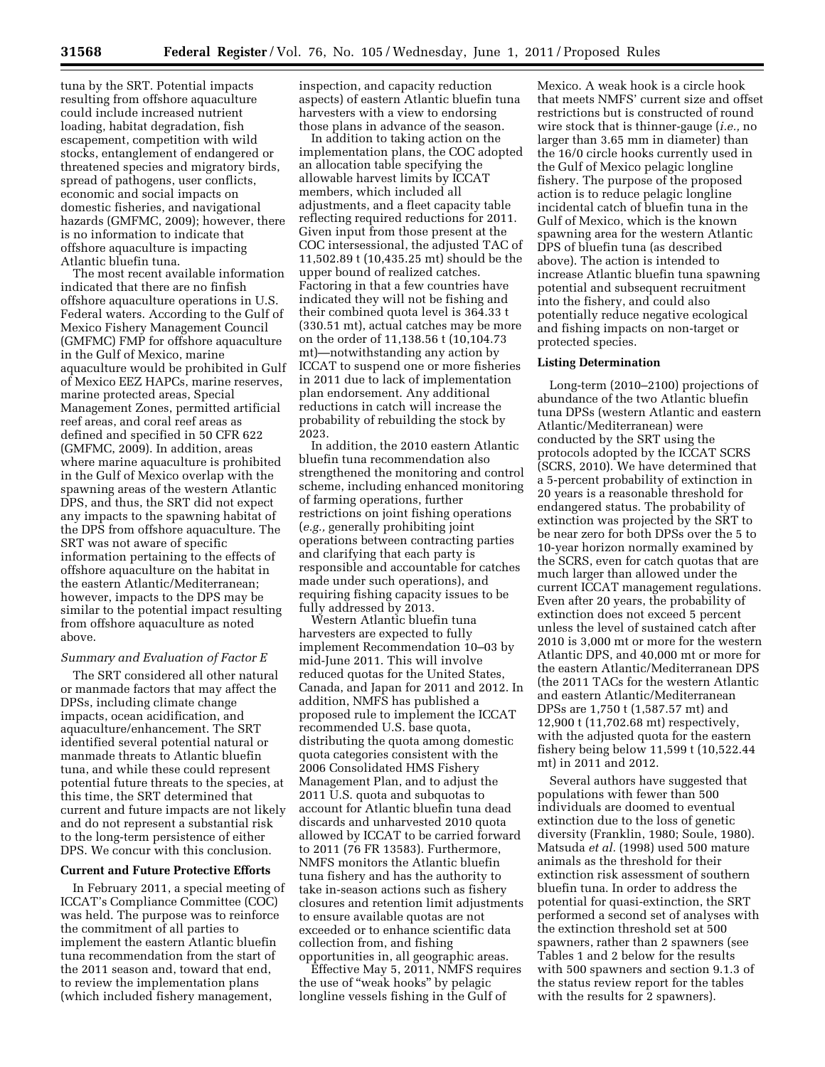tuna by the SRT. Potential impacts resulting from offshore aquaculture could include increased nutrient loading, habitat degradation, fish escapement, competition with wild stocks, entanglement of endangered or threatened species and migratory birds, spread of pathogens, user conflicts, economic and social impacts on domestic fisheries, and navigational hazards (GMFMC, 2009); however, there is no information to indicate that offshore aquaculture is impacting Atlantic bluefin tuna.

The most recent available information indicated that there are no finfish offshore aquaculture operations in U.S. Federal waters. According to the Gulf of Mexico Fishery Management Council (GMFMC) FMP for offshore aquaculture in the Gulf of Mexico, marine aquaculture would be prohibited in Gulf of Mexico EEZ HAPCs, marine reserves, marine protected areas, Special Management Zones, permitted artificial reef areas, and coral reef areas as defined and specified in 50 CFR 622 (GMFMC, 2009). In addition, areas where marine aquaculture is prohibited in the Gulf of Mexico overlap with the spawning areas of the western Atlantic DPS, and thus, the SRT did not expect any impacts to the spawning habitat of the DPS from offshore aquaculture. The SRT was not aware of specific information pertaining to the effects of offshore aquaculture on the habitat in the eastern Atlantic/Mediterranean; however, impacts to the DPS may be similar to the potential impact resulting from offshore aquaculture as noted above.

*Summary and Evaluation of Factor E*

The SRT considered all other natural or manmade factors that may affect the DPSs, including climate change impacts, ocean acidification, and aquaculture/enhancement. The SRT identified several potential natural or manmade threats to Atlantic bluefin tuna, and while these could represent potential future threats to the species, at this time, the SRT determined that current and future impacts are not likely and do not represent a substantial risk to the long-term persistence of either DPS. We concur with this conclusion.

**Current and Future Protective Efforts**

In February 2011, a special meeting of ICCAT's Compliance Committee (COC) was held. The purpose was to reinforce the commitment of all parties to implement the eastern Atlantic bluefin tuna recommendation from the start of the 2011 season and, toward that end, to review the implementation plans (which included fishery management, inspection, and capacity reduction aspects) of eastern Atlantic bluefin tuna harvesters with a view to endorsing those plans in advance of the season.

In addition to taking action on the implementation plans, the COC adopted an allocation table specifying the allowable harvest limits by ICCAT members, which included all adjustments, and a fleet capacity table reflecting required reductions for 2011. Given input from those present at the COC intersessional, the adjusted TAC of 11,502.89 t (10,435.25 mt) should be the upper bound of realized catches. Factoring in that a few countries have indicated they will not be fishing and their combined quota level is 364.33 t (330.51 mt), actual catches may be more on the order of 11,138.56 t (10,104.73 mt)—notwithstanding any action by ICCAT to suspend one or more fisheries in 2011 due to lack of implementation plan endorsement. Any additional reductions in catch will increase the probability of rebuilding the stock by 2023.

In addition, the 2010 eastern Atlantic bluefin tuna recommendation also strengthened the monitoring and control scheme, including enhanced monitoring of farming operations, further restrictions on joint fishing operations (*e.g.,* generally prohibiting joint operations between contracting parties and clarifying that each party is responsible and accountable for catches made under such operations), and requiring fishing capacity issues to be fully addressed by 2013.

Western Atlantic bluefin tuna harvesters are expected to fully implement Recommendation 10–03 by mid-June 2011. This will involve reduced quotas for the United States, Canada, and Japan for 2011 and 2012. In addition, NMFS has published a proposed rule to implement the ICCAT recommended U.S. base quota, distributing the quota among domestic quota categories consistent with the 2006 Consolidated HMS Fishery Management Plan, and to adjust the 2011 U.S. quota and subquotas to account for Atlantic bluefin tuna dead discards and unharvested 2010 quota allowed by ICCAT to be carried forward to 2011 (76 FR 13583). Furthermore, NMFS monitors the Atlantic bluefin tuna fishery and has the authority to take in-season actions such as fishery closures and retention limit adjustments to ensure available quotas are not exceeded or to enhance scientific data collection from, and fishing opportunities in, all geographic areas.

Effective May 5, 2011, NMFS requires the use of "weak hooks" by pelagic longline vessels fishing in the Gulf of Mexico. A weak hook is a circle hook that meets NMFS' current size and offset restrictions but is constructed of round wire stock that is thinner-gauge (*i.e.,* no larger than 3.65 mm in diameter) than the 16/0 circle hooks currently used in the Gulf of Mexico pelagic longline fishery. The purpose of the proposed action is to reduce pelagic longline incidental catch of bluefin tuna in the Gulf of Mexico, which is the known spawning area for the western Atlantic DPS of bluefin tuna (as described above). The action is intended to increase Atlantic bluefin tuna spawning potential and subsequent recruitment into the fishery, and could also potentially reduce negative ecological and fishing impacts on non-target or protected species.

**Listing Determination**

Long-term (2010–2100) projections of abundance of the two Atlantic bluefin tuna DPSs (western Atlantic and eastern Atlantic/Mediterranean) were conducted by the SRT using the protocols adopted by the ICCAT SCRS (SCRS, 2010). We have determined that a 5-percent probability of extinction in 20 years is a reasonable threshold for endangered status. The probability of extinction was projected by the SRT to be near zero for both DPSs over the 5 to 10-year horizon normally examined by the SCRS, even for catch quotas that are much larger than allowed under the current ICCAT management regulations. Even after 20 years, the probability of extinction does not exceed 5 percent unless the level of sustained catch after 2010 is 3,000 mt or more for the western Atlantic DPS, and 40,000 mt or more for the eastern Atlantic/Mediterranean DPS (the 2011 TACs for the western Atlantic and eastern Atlantic/Mediterranean DPSs are 1,750 t (1,587.57 mt) and 12,900 t (11,702.68 mt) respectively, with the adjusted quota for the eastern fishery being below 11,599 t (10,522.44 mt) in 2011 and 2012.

Several authors have suggested that populations with fewer than 500 individuals are doomed to eventual extinction due to the loss of genetic diversity (Franklin, 1980; Soule, 1980). Matsuda *et al.* (1998) used 500 mature animals as the threshold for their extinction risk assessment of southern bluefin tuna. In order to address the potential for quasi-extinction, the SRT performed a second set of analyses with the extinction threshold set at 500 spawners, rather than 2 spawners (see Tables 1 and 2 below for the results with 500 spawners and section 9.1.3 of the status review report for the tables with the results for 2 spawners).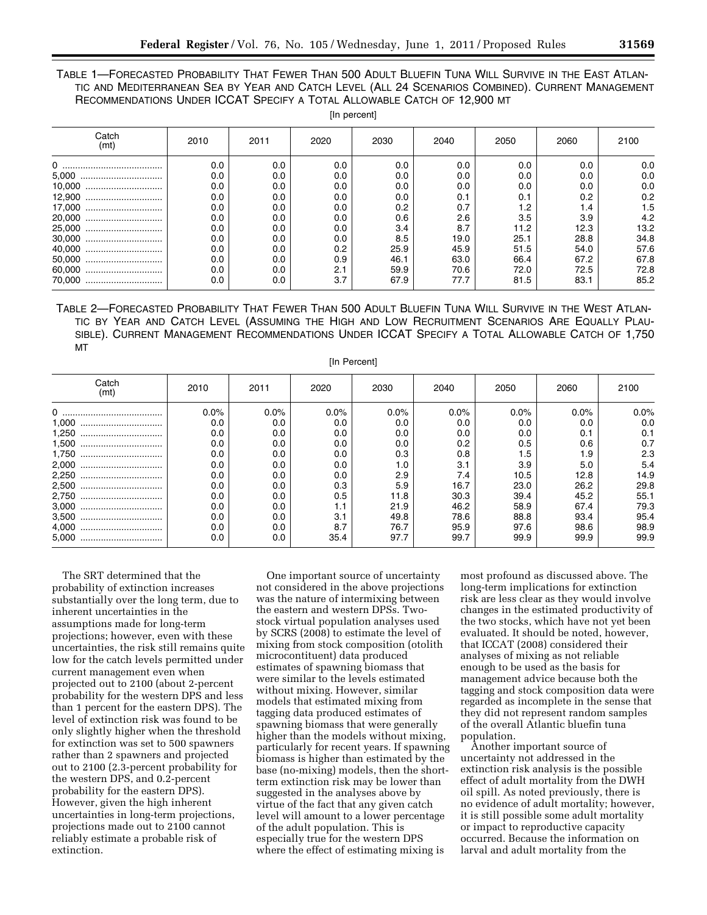TABLE 1—FORECASTED PROBABILITY THAT FEWER THAN 500 ADULT BLUEFIN TUNA WILL SURVIVE IN THE EAST ATLANTIC AND MEDITERRANEAN SEA BY YEAR AND CATCH LEVEL (ALL 24 SCENARIOS COMBINED). CURRENT MANAGEMENT RECOMMENDATIONS UNDER ICCAT SPECIFY A TOTAL ALLOWABLE CATCH OF 12,900 MT

[In percent]

| Catch (mt) | 2010 | 2011 | 2020 | 2030 | 2040 | 2050 | 2060 | 2100 |
|---|---|---|---|---|---|---|---|---|
| 0 | 0.0 | 0.0 | 0.0 | 0.0 | 0.0 | 0.0 | 0.0 | 0.0 |
| 5,000 | 0.0 | 0.0 | 0.0 | 0.0 | 0.0 | 0.0 | 0.0 | 0.0 |
| 10,000 | 0.0 | 0.0 | 0.0 | 0.0 | 0.0 | 0.0 | 0.0 | 0.0 |
| 12,900 | 0.0 | 0.0 | 0.0 | 0.0 | 0.1 | 0.1 | 0.2 | 0.2 |
| 17,000 | 0.0 | 0.0 | 0.0 | 0.2 | 0.7 | 1.2 | 1.4 | 1.5 |
| 20,000 | 0.0 | 0.0 | 0.0 | 0.6 | 2.6 | 3.5 | 3.9 | 4.2 |
| 25,000 | 0.0 | 0.0 | 0.0 | 3.4 | 8.7 | 11.2 | 12.3 | 13.2 |
| 30,000 | 0.0 | 0.0 | 0.0 | 8.5 | 19.0 | 25.1 | 28.8 | 34.8 |
| 40,000 | 0.0 | 0.0 | 0.2 | 25.9 | 45.9 | 51.5 | 54.0 | 57.6 |
| 50,000 | 0.0 | 0.0 | 0.9 | 46.1 | 63.0 | 66.4 | 67.2 | 67.8 |
| 60,000 | 0.0 | 0.0 | 2.1 | 59.9 | 70.6 | 72.0 | 72.5 | 72.8 |
| 70,000 | 0.0 | 0.0 | 3.7 | 67.9 | 77.7 | 81.5 | 83.1 | 85.2 |

TABLE 2—FORECASTED PROBABILITY THAT FEWER THAN 500 ADULT BLUEFIN TUNA WILL SURVIVE IN THE WEST ATLANTIC BY YEAR AND CATCH LEVEL (ASSUMING THE HIGH AND LOW RECRUITMENT SCENARIOS ARE EQUALLY PLAUSIBLE). CURRENT MANAGEMENT RECOMMENDATIONS UNDER ICCAT SPECIFY A TOTAL ALLOWABLE CATCH OF 1,750 MT

[In Percent]

| Catch (mt) | 2010 | 2011 | 2020 | 2030 | 2040 | 2050 | 2060 | 2100 |
|---|---|---|---|---|---|---|---|---|
| 0 | 0.0% | 0.0% | 0.0% | 0.0% | 0.0% | 0.0% | 0.0% | 0.0% |
| 1,000 | 0.0 | 0.0 | 0.0 | 0.0 | 0.0 | 0.0 | 0.0 | 0.0 |
| 1,250 | 0.0 | 0.0 | 0.0 | 0.0 | 0.0 | 0.0 | 0.1 | 0.1 |
| 1,500 | 0.0 | 0.0 | 0.0 | 0.0 | 0.2 | 0.5 | 0.6 | 0.7 |
| 1,750 | 0.0 | 0.0 | 0.0 | 0.3 | 0.8 | 1.5 | 1.9 | 2.3 |
| 2,000 | 0.0 | 0.0 | 0.0 | 1.0 | 3.1 | 3.9 | 5.0 | 5.4 |
| 2,250 | 0.0 | 0.0 | 0.0 | 2.9 | 7.4 | 10.5 | 12.8 | 14.9 |
| 2,500 | 0.0 | 0.0 | 0.3 | 5.9 | 16.7 | 23.0 | 26.2 | 29.8 |
| 2,750 | 0.0 | 0.0 | 0.5 | 11.8 | 30.3 | 39.4 | 45.2 | 55.1 |
| 3,000 | 0.0 | 0.0 | 1.1 | 21.9 | 46.2 | 58.9 | 67.4 | 79.3 |
| 3,500 | 0.0 | 0.0 | 3.1 | 49.8 | 78.6 | 88.8 | 93.4 | 95.4 |
| 4,000 | 0.0 | 0.0 | 8.7 | 76.7 | 95.9 | 97.6 | 98.6 | 98.9 |
| 5,000 | 0.0 | 0.0 | 35.4 | 97.7 | 99.7 | 99.9 | 99.9 | 99.9 |

The SRT determined that the probability of extinction increases substantially over the long term, due to inherent uncertainties in the assumptions made for long-term projections; however, even with these uncertainties, the risk still remains quite low for the catch levels permitted under current management even when projected out to 2100 (about 2-percent probability for the western DPS and less than 1 percent for the eastern DPS). The level of extinction risk was found to be only slightly higher when the threshold for extinction was set to 500 spawners rather than 2 spawners and projected out to 2100 (2.3-percent probability for the western DPS, and 0.2-percent probability for the eastern DPS). However, given the high inherent uncertainties in long-term projections, projections made out to 2100 cannot reliably estimate a probable risk of extinction.

One important source of uncertainty not considered in the above projections was the nature of intermixing between the eastern and western DPSs. Two-stock virtual population analyses used by SCRS (2008) to estimate the level of mixing from stock composition (otolith microcontituent) data produced estimates of spawning biomass that were similar to the levels estimated without mixing. However, similar models that estimated mixing from tagging data produced estimates of spawning biomass that were generally higher than the models without mixing, particularly for recent years. If spawning biomass is higher than estimated by the base (no-mixing) models, then the short-term extinction risk may be lower than suggested in the analyses above by virtue of the fact that any given catch level will amount to a lower percentage of the adult population. This is especially true for the western DPS where the effect of estimating mixing is most profound as discussed above. The long-term implications for extinction risk are less clear as they would involve changes in the estimated productivity of the two stocks, which have not yet been evaluated. It should be noted, however, that ICCAT (2008) considered their analyses of mixing as not reliable enough to be used as the basis for management advice because both the tagging and stock composition data were regarded as incomplete in the sense that they did not represent random samples of the overall Atlantic bluefin tuna population.

Another important source of uncertainty not addressed in the extinction risk analysis is the possible effect of adult mortality from the DWH oil spill. As noted previously, there is no evidence of adult mortality; however, it is still possible some adult mortality or impact to reproductive capacity occurred. Because the information on larval and adult mortality from the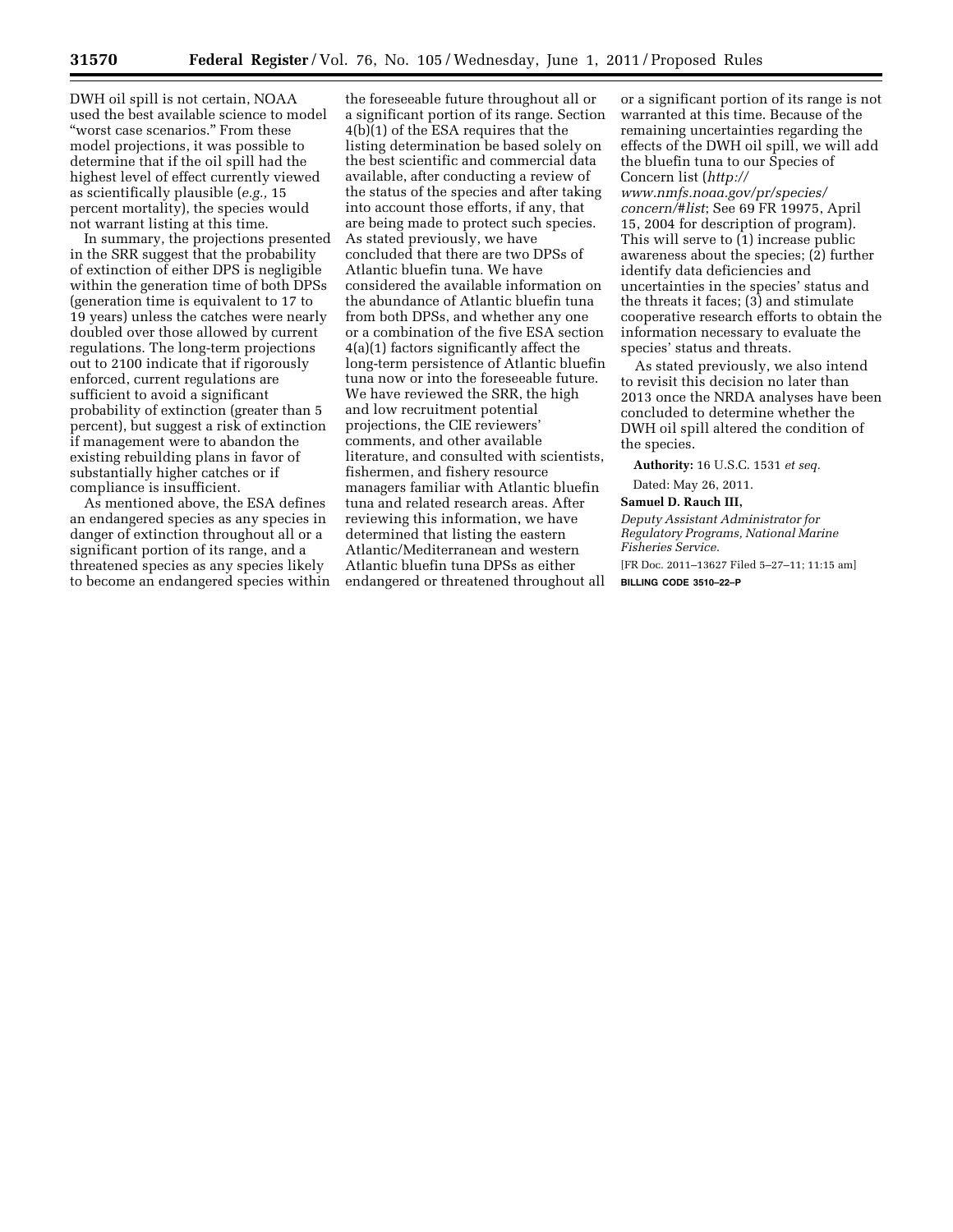DWH oil spill is not certain, NOAA used the best available science to model "worst case scenarios." From these model projections, it was possible to determine that if the oil spill had the highest level of effect currently viewed as scientifically plausible (*e.g.,* 15 percent mortality), the species would not warrant listing at this time.

In summary, the projections presented in the SRR suggest that the probability of extinction of either DPS is negligible within the generation time of both DPSs (generation time is equivalent to 17 to 19 years) unless the catches were nearly doubled over those allowed by current regulations. The long-term projections out to 2100 indicate that if rigorously enforced, current regulations are sufficient to avoid a significant probability of extinction (greater than 5 percent), but suggest a risk of extinction if management were to abandon the existing rebuilding plans in favor of substantially higher catches or if compliance is insufficient.

As mentioned above, the ESA defines an endangered species as any species in danger of extinction throughout all or a significant portion of its range, and a threatened species as any species likely to become an endangered species within the foreseeable future throughout all or a significant portion of its range. Section 4(b)(1) of the ESA requires that the listing determination be based solely on the best scientific and commercial data available, after conducting a review of the status of the species and after taking into account those efforts, if any, that are being made to protect such species. As stated previously, we have concluded that there are two DPSs of Atlantic bluefin tuna. We have considered the available information on the abundance of Atlantic bluefin tuna from both DPSs, and whether any one or a combination of the five ESA section 4(a)(1) factors significantly affect the long-term persistence of Atlantic bluefin tuna now or into the foreseeable future. We have reviewed the SRR, the high and low recruitment potential projections, the CIE reviewers' comments, and other available literature, and consulted with scientists, fishermen, and fishery resource managers familiar with Atlantic bluefin tuna and related research areas. After reviewing this information, we have determined that listing the eastern Atlantic/Mediterranean and western Atlantic bluefin tuna DPSs as either endangered or threatened throughout all or a significant portion of its range is not warranted at this time. Because of the remaining uncertainties regarding the effects of the DWH oil spill, we will add the bluefin tuna to our Species of Concern list (*http://www.nmfs.noaa.gov/pr/species/concern/#list*; See 69 FR 19975, April 15, 2004 for description of program). This will serve to (1) increase public awareness about the species; (2) further identify data deficiencies and uncertainties in the species' status and the threats it faces; (3) and stimulate cooperative research efforts to obtain the information necessary to evaluate the species' status and threats.

As stated previously, we also intend to revisit this decision no later than 2013 once the NRDA analyses have been concluded to determine whether the DWH oil spill altered the condition of the species.

**Authority:** 16 U.S.C. 1531 *et seq.*

Dated: May 26, 2011.

**Samuel D. Rauch III,**

*Deputy Assistant Administrator for Regulatory Programs, National Marine Fisheries Service.*

[FR Doc. 2011–13627 Filed 5–27–11; 11:15 am]

**BILLING CODE 3510–22–P**